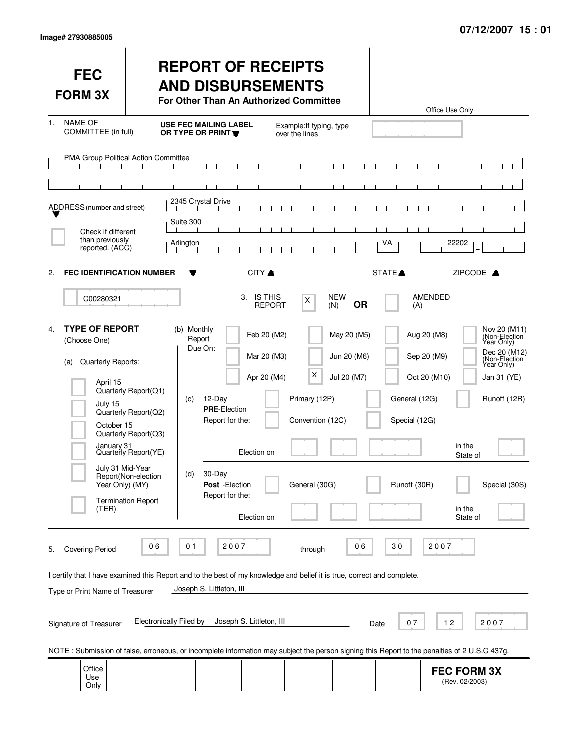Image# 27930885005

07/12/2007 15 : 01

# FEC FORM 3X

# REPORT OF RECEIPTS AND DISBURSEMENTS

**For Other Than An Authorized Committee**

Office Use Only

1. NAME OF COMMITTEE (in full) — **USE FEC MAILING LABEL OR TYPE OR PRINT** — Example: If typing, type over the lines

PMA Group Political Action Committee

ADDRESS (number and street)

2345 Crystal Drive

Suite 300

Arlington — VA — 22202

☐ Check if different than previously reported. (ACC)

CITY — STATE — ZIPCODE

2. **FEC IDENTIFICATION NUMBER**

C00280321

3. IS THIS REPORT — [X] NEW (N) **OR** [ ] AMENDED (A)

4. **TYPE OF REPORT** (Choose One)

(a) Quarterly Reports:

- [ ] April 15 Quarterly Report (Q1)
- [ ] July 15 Quarterly Report (Q2)
- [ ] October 15 Quarterly Report (Q3)
- [ ] January 31 Quarterly Report (YE)
- [ ] July 31 Mid-Year Report (Non-election Year Only) (MY)
- [ ] Termination Report (TER)

(b) Monthly Report Due On:

- [ ] Feb 20 (M2)
- [ ] Mar 20 (M3)
- [ ] Apr 20 (M4)
- [ ] May 20 (M5)
- [ ] Jun 20 (M6)
- [X] Jul 20 (M7)
- [ ] Aug 20 (M8)
- [ ] Sep 20 (M9)
- [ ] Oct 20 (M10)
- [ ] Nov 20 (M11) (Non-Election Year Only)
- [ ] Dec 20 (M12) (Non-Election Year Only)
- [ ] Jan 31 (YE)

(c) 12-Day **PRE**-Election Report for the:

- [ ] Primary (12P)
- [ ] General (12G)
- [ ] Runoff (12R)
- [ ] Convention (12C)
- [ ] Special (12G)

Election on ____ in the State of ____

(d) 30-Day **Post**-Election Report for the:

- [ ] General (30G)
- [ ] Runoff (30R)
- [ ] Special (30S)

Election on ____ in the State of ____

5. Covering Period 06 01 2007 through 06 30 2007

I certify that I have examined this Report and to the best of my knowledge and belief it is true, correct and complete.

Type or Print Name of Treasurer: Joseph S. Littleton, III

Signature of Treasurer: Electronically Filed by Joseph S. Littleton, III — Date 07 12 2007

NOTE : Submission of false, erroneous, or incomplete information may subject the person signing this Report to the penalties of 2 U.S.C 437g.

Office Use Only

**FEC FORM 3X** (Rev. 02/2003)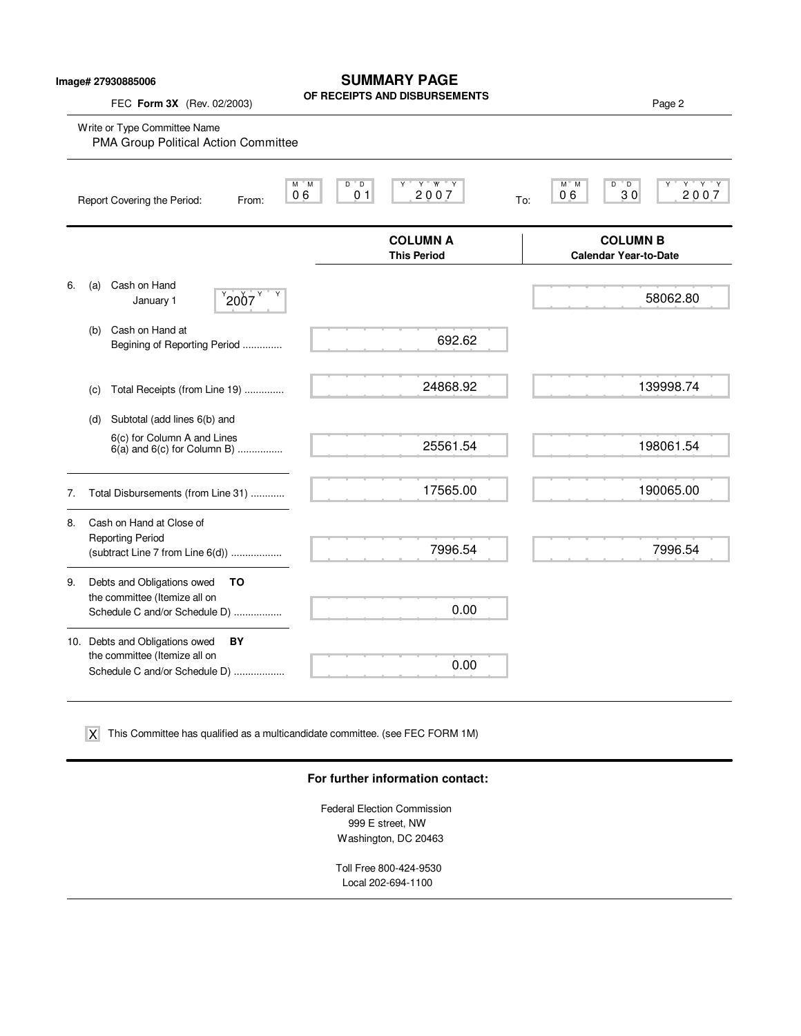Image# 27930885006

# SUMMARY PAGE
## OF RECEIPTS AND DISBURSEMENTS

FEC **Form 3X** (Rev. 02/2003)

Write or Type Committee Name
PMA Group Political Action Committee

Report Covering the Period: From: 06 01 2007 To: 06 30 2007

| | COLUMN A This Period | COLUMN B Calendar Year-to-Date |
|---|---|---|
| 6. (a) Cash on Hand January 1 2007 | | 58062.80 |
| (b) Cash on Hand at Begining of Reporting Period .............. | 692.62 | |
| (c) Total Receipts (from Line 19) .............. | 24868.92 | 139998.74 |
| (d) Subtotal (add lines 6(b) and 6(c) for Column A and Lines 6(a) and 6(c) for Column B) ................ | 25561.54 | 198061.54 |
| 7. Total Disbursements (from Line 31) ............ | 17565.00 | 190065.00 |
| 8. Cash on Hand at Close of Reporting Period (subtract Line 7 from Line 6(d)) .................. | 7996.54 | 7996.54 |
| 9. Debts and Obligations owed **TO** the committee (Itemize all on Schedule C and/or Schedule D) ................. | 0.00 | |
| 10. Debts and Obligations owed **BY** the committee (Itemize all on Schedule C and/or Schedule D) .................. | 0.00 | |

[X] This Committee has qualified as a multicandidate committee. (see FEC FORM 1M)

**For further information contact:**

Federal Election Commission
999 E street, NW
Washington, DC 20463

Toll Free 800-424-9530
Local 202-694-1100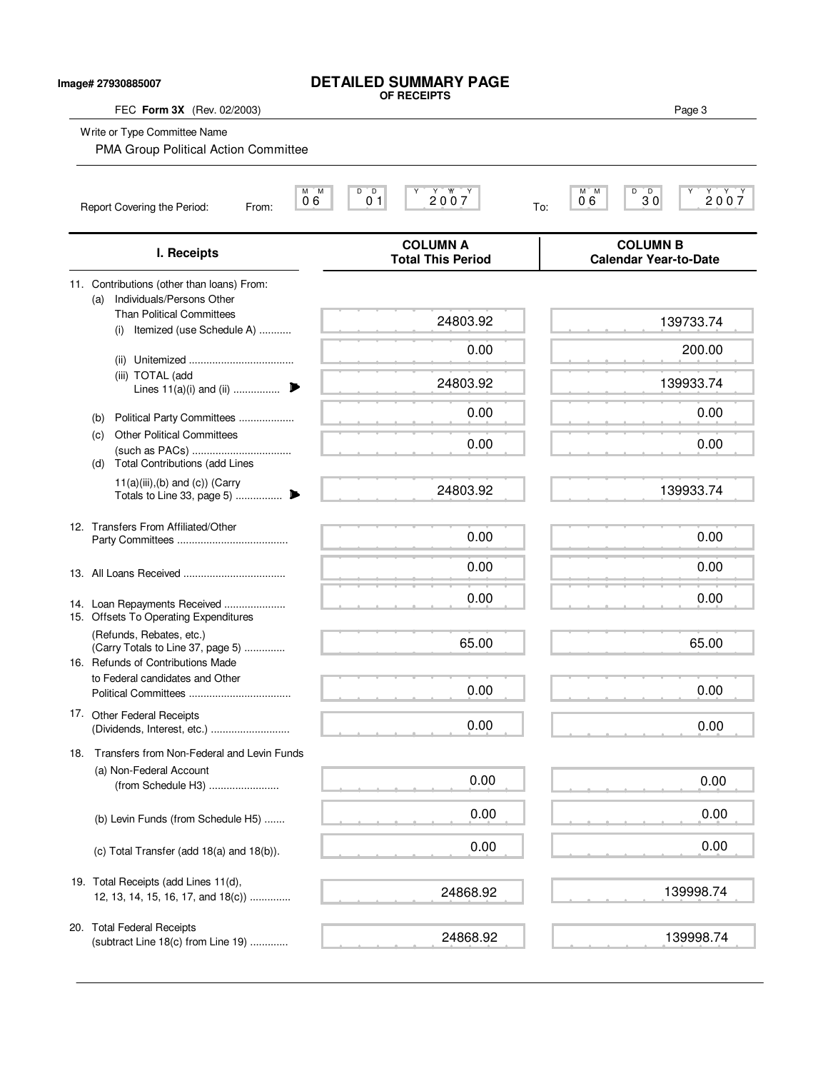Image# 27930885007

# DETAILED SUMMARY PAGE
## OF RECEIPTS

FEC **Form 3X** (Rev. 02/2003)

Write or Type Committee Name

PMA Group Political Action Committee

Report Covering the Period: From: 06 01 2007 To: 06 30 2007

| I. Receipts | COLUMN A Total This Period | COLUMN B Calendar Year-to-Date |
|---|---|---|
| 11. Contributions (other than loans) From: | | |
| (a) Individuals/Persons Other Than Political Committees | | |
| (i) Itemized (use Schedule A) ........... | 24803.92 | 139733.74 |
| (ii) Unitemized ................................... | 0.00 | 200.00 |
| (iii) TOTAL (add Lines 11(a)(i) and (ii) ................ | 24803.92 | 139933.74 |
| (b) Political Party Committees ................... | 0.00 | 0.00 |
| (c) Other Political Committees (such as PACs) ................................. | 0.00 | 0.00 |
| (d) Total Contributions (add Lines 11(a)(iii),(b) and (c)) (Carry Totals to Line 33, page 5) ................ | 24803.92 | 139933.74 |
| 12. Transfers From Affiliated/Other Party Committees ...................................... | 0.00 | 0.00 |
| 13. All Loans Received .................................. | 0.00 | 0.00 |
| 14. Loan Repayments Received ..................... | 0.00 | 0.00 |
| 15. Offsets To Operating Expenditures (Refunds, Rebates, etc.) (Carry Totals to Line 37, page 5) ............. | 65.00 | 65.00 |
| 16. Refunds of Contributions Made to Federal candidates and Other Political Committees .................................. | 0.00 | 0.00 |
| 17. Other Federal Receipts (Dividends, Interest, etc.) .......................... | 0.00 | 0.00 |
| 18. Transfers from Non-Federal and Levin Funds | | |
| (a) Non-Federal Account (from Schedule H3) ........................ | 0.00 | 0.00 |
| (b) Levin Funds (from Schedule H5) ....... | 0.00 | 0.00 |
| (c) Total Transfer (add 18(a) and 18(b)). | 0.00 | 0.00 |
| 19. Total Receipts (add Lines 11(d), 12, 13, 14, 15, 16, 17, and 18(c)) ............. | 24868.92 | 139998.74 |
| 20. Total Federal Receipts (subtract Line 18(c) from Line 19) ............. | 24868.92 | 139998.74 |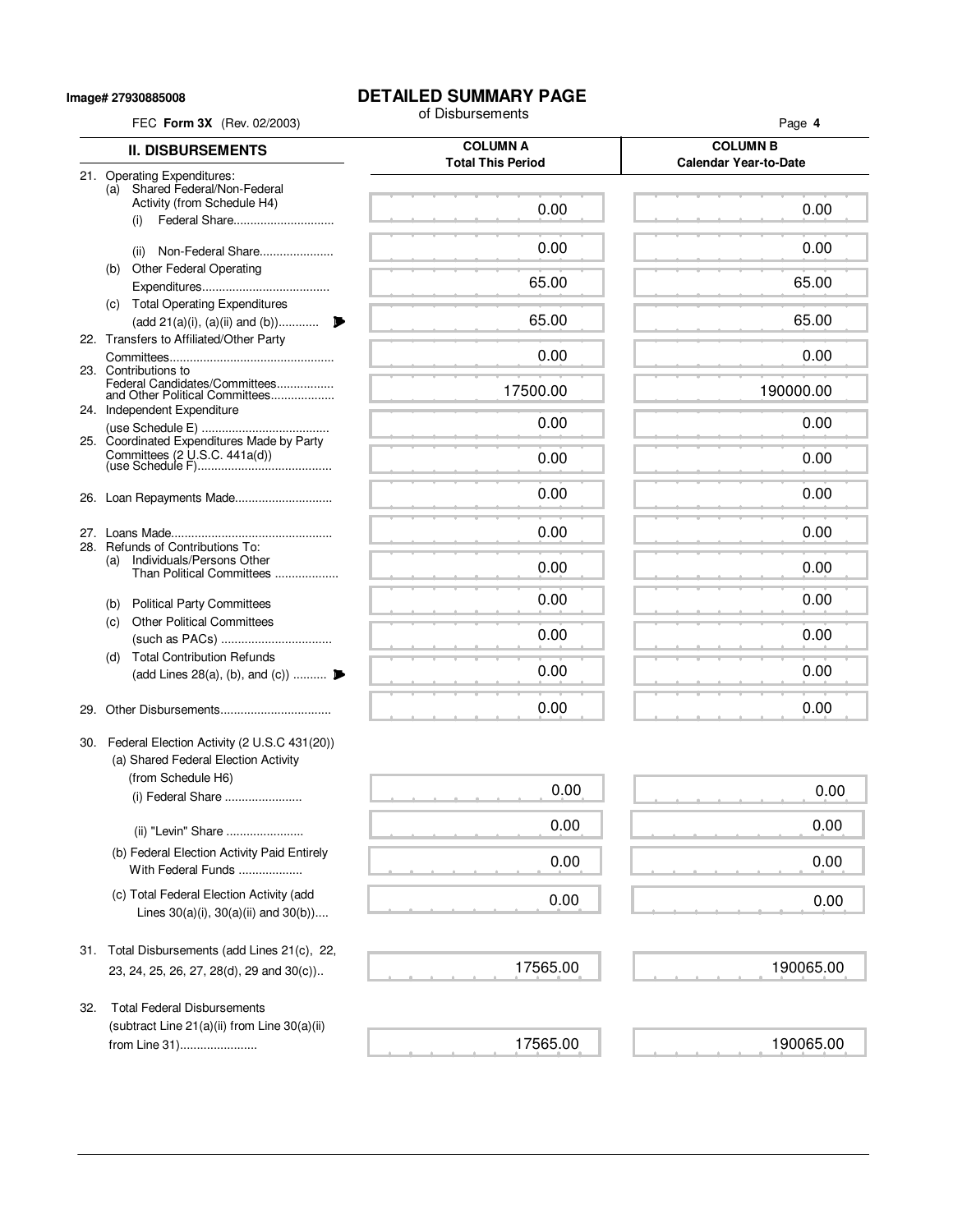Image# 27930885008

# DETAILED SUMMARY PAGE

of Disbursements

FEC **Form 3X** (Rev. 02/2003)

| **II. DISBURSEMENTS** | **COLUMN A Total This Period** | **COLUMN B Calendar Year-to-Date** |
|---|---|---|
| 21. Operating Expenditures: | | |
| (a) Shared Federal/Non-Federal Activity (from Schedule H4) | | |
| (i) Federal Share.............................. | 0.00 | 0.00 |
| (ii) Non-Federal Share...................... | 0.00 | 0.00 |
| (b) Other Federal Operating Expenditures...................................... | 65.00 | 65.00 |
| (c) Total Operating Expenditures (add 21(a)(i), (a)(ii) and (b))............ | 65.00 | 65.00 |
| 22. Transfers to Affiliated/Other Party Committees................................................ | 0.00 | 0.00 |
| 23. Contributions to Federal Candidates/Committees................. and Other Political Committees................... | 17500.00 | 190000.00 |
| 24. Independent Expenditure (use Schedule E) ...................................... | 0.00 | 0.00 |
| 25. Coordinated Expenditures Made by Party Committees (2 U.S.C. 441a(d)) (use Schedule F)........................................ | 0.00 | 0.00 |
| 26. Loan Repayments Made............................ | 0.00 | 0.00 |
| 27. Loans Made................................................ | 0.00 | 0.00 |
| 28. Refunds of Contributions To: | | |
| (a) Individuals/Persons Other Than Political Committees ................... | 0.00 | 0.00 |
| (b) Political Party Committees | 0.00 | 0.00 |
| (c) Other Political Committees (such as PACs) ................................. | 0.00 | 0.00 |
| (d) Total Contribution Refunds (add Lines 28(a), (b), and (c)) .......... | 0.00 | 0.00 |
| 29. Other Disbursements................................. | 0.00 | 0.00 |
| 30. Federal Election Activity (2 U.S.C 431(20)) | | |
| (a) Shared Federal Election Activity (from Schedule H6) | | |
| (i) Federal Share ....................... | 0.00 | 0.00 |
| (ii) "Levin" Share ....................... | 0.00 | 0.00 |
| (b) Federal Election Activity Paid Entirely With Federal Funds ................... | 0.00 | 0.00 |
| (c) Total Federal Election Activity (add Lines 30(a)(i), 30(a)(ii) and 30(b)).... | 0.00 | 0.00 |
| 31. Total Disbursements (add Lines 21(c), 22, 23, 24, 25, 26, 27, 28(d), 29 and 30(c)).. | 17565.00 | 190065.00 |
| 32. Total Federal Disbursements (subtract Line 21(a)(ii) from Line 30(a)(ii) from Line 31)....................... | 17565.00 | 190065.00 |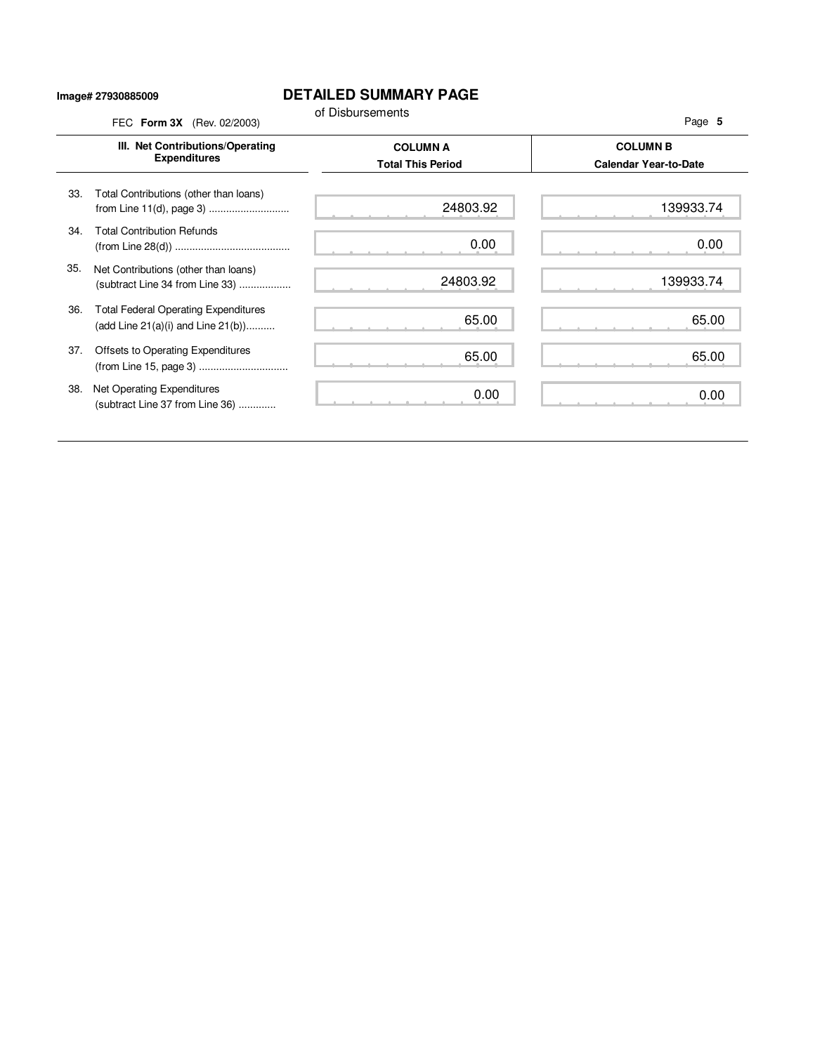Image# 27930885009

# DETAILED SUMMARY PAGE

of Disbursements

FEC **Form 3X** (Rev. 02/2003)

| III. Net Contributions/Operating Expenditures | COLUMN A Total This Period | COLUMN B Calendar Year-to-Date |
|---|---|---|
| 33. Total Contributions (other than loans) from Line 11(d), page 3 | 24803.92 | 139933.74 |
| 34. Total Contribution Refunds (from Line 28(d)) | 0.00 | 0.00 |
| 35. Net Contributions (other than loans) (subtract Line 34 from Line 33) | 24803.92 | 139933.74 |
| 36. Total Federal Operating Expenditures (add Line 21(a)(i) and Line 21(b)) | 65.00 | 65.00 |
| 37. Offsets to Operating Expenditures (from Line 15, page 3) | 65.00 | 65.00 |
| 38. Net Operating Expenditures (subtract Line 37 from Line 36) | 0.00 | 0.00 |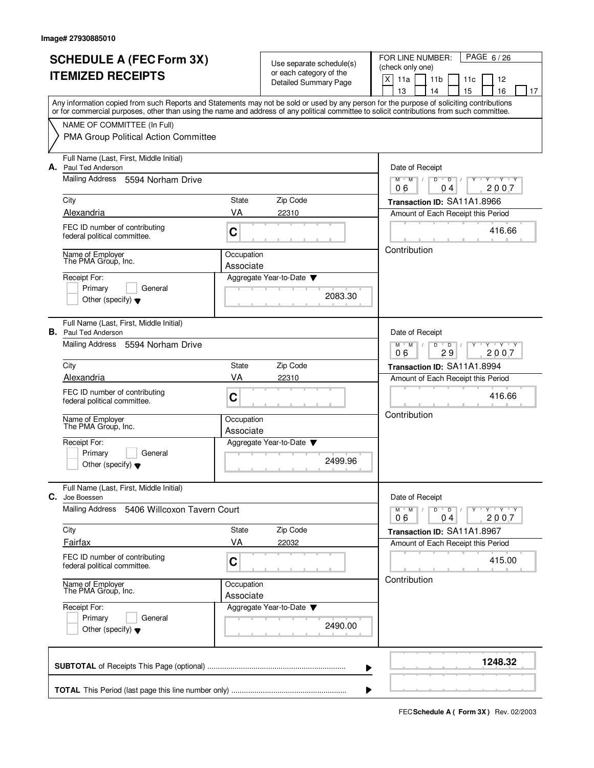Image# 27930885010

# SCHEDULE A (FEC Form 3X) ITEMIZED RECEIPTS

Use separate schedule(s) or each category of the Detailed Summary Page

FOR LINE NUMBER: (check only one)

- [X] 11a
- [ ] 11b
- [ ] 11c
- [ ] 12
- [ ] 13
- [ ] 14
- [ ] 15
- [ ] 16
- [ ] 17

Any information copied from such Reports and Statements may not be sold or used by any person for the purpose of soliciting contributions or for commercial purposes, other than using the name and address of any political committee to solicit contributions from such committee.

NAME OF COMMITTEE (In Full)
PMA Group Political Action Committee

---

**A.** Full Name (Last, First, Middle Initial): Paul Ted Anderson

Mailing Address: 5594 Norham Drive

City: Alexandria | State: VA | Zip Code: 22310

FEC ID number of contributing federal political committee: C

Name of Employer: The PMA Group, Inc.

Occupation: Associate

Receipt For: Primary / General / Other (specify)

Aggregate Year-to-Date: 2083.30

Date of Receipt: 06 04 2007

Transaction ID: SA11A1.8966

Amount of Each Receipt this Period: 416.66

Contribution

---

**B.** Full Name (Last, First, Middle Initial): Paul Ted Anderson

Mailing Address: 5594 Norham Drive

City: Alexandria | State: VA | Zip Code: 22310

FEC ID number of contributing federal political committee: C

Name of Employer: The PMA Group, Inc.

Occupation: Associate

Receipt For: Primary / General / Other (specify)

Aggregate Year-to-Date: 2499.96

Date of Receipt: 06 29 2007

Transaction ID: SA11A1.8994

Amount of Each Receipt this Period: 416.66

Contribution

---

**C.** Full Name (Last, First, Middle Initial): Joe Boessen

Mailing Address: 5406 Willcoxon Tavern Court

City: Fairfax | State: VA | Zip Code: 22032

FEC ID number of contributing federal political committee: C

Name of Employer: The PMA Group, Inc.

Occupation: Associate

Receipt For: Primary / General / Other (specify)

Aggregate Year-to-Date: 2490.00

Date of Receipt: 06 04 2007

Transaction ID: SA11A1.8967

Amount of Each Receipt this Period: 415.00

Contribution

---

**SUBTOTAL** of Receipts This Page (optional): **1248.32**

**TOTAL** This Period (last page this line number only):

FEC **Schedule A ( Form 3X )** Rev. 02/2003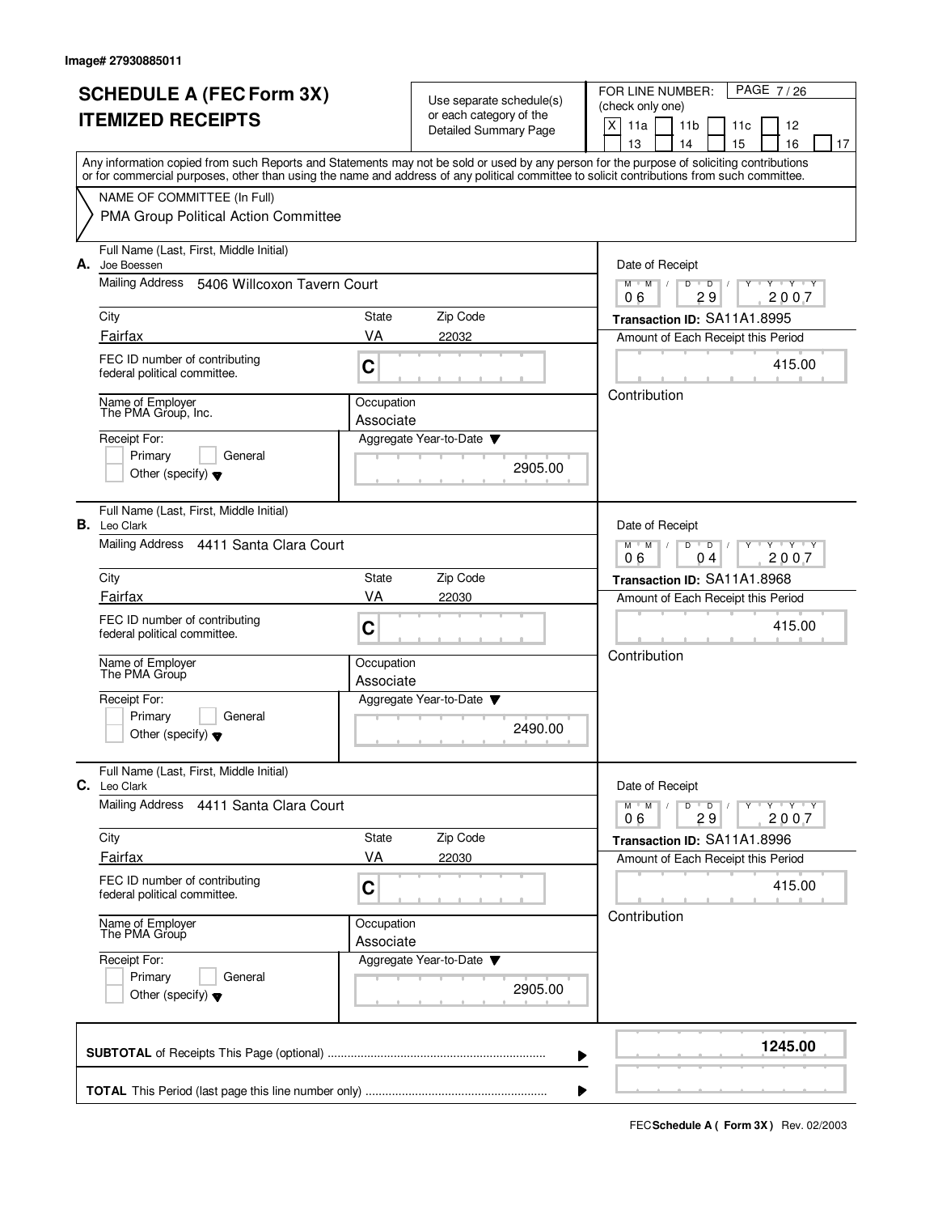Image# 27930885011

# SCHEDULE A (FEC Form 3X)
# ITEMIZED RECEIPTS

Use separate schedule(s) or each category of the Detailed Summary Page

FOR LINE NUMBER: (check only one)

[X] 11a [ ] 11b [ ] 11c [ ] 12 [ ] 13 [ ] 14 [ ] 15 [ ] 16 [ ] 17

PAGE 7 / 26

Any information copied from such Reports and Statements may not be sold or used by any person for the purpose of soliciting contributions or for commercial purposes, other than using the name and address of any political committee to solicit contributions from such committee.

NAME OF COMMITTEE (In Full)
PMA Group Political Action Committee

---

**A.** Full Name (Last, First, Middle Initial): Joe Boessen

Mailing Address: 5406 Willcoxon Tavern Court

City: Fairfax | State: VA | Zip Code: 22032

FEC ID number of contributing federal political committee: C

Name of Employer: The PMA Group, Inc.

Occupation: Associate

Receipt For: [ ] Primary [ ] General [ ] Other (specify)

Aggregate Year-to-Date: 2905.00

Date of Receipt: 06 / 29 / 2007

Transaction ID: SA11A1.8995

Amount of Each Receipt this Period: 415.00

Contribution

---

**B.** Full Name (Last, First, Middle Initial): Leo Clark

Mailing Address: 4411 Santa Clara Court

City: Fairfax | State: VA | Zip Code: 22030

FEC ID number of contributing federal political committee: C

Name of Employer: The PMA Group

Occupation: Associate

Receipt For: [ ] Primary [ ] General [ ] Other (specify)

Aggregate Year-to-Date: 2490.00

Date of Receipt: 06 / 04 / 2007

Transaction ID: SA11A1.8968

Amount of Each Receipt this Period: 415.00

Contribution

---

**C.** Full Name (Last, First, Middle Initial): Leo Clark

Mailing Address: 4411 Santa Clara Court

City: Fairfax | State: VA | Zip Code: 22030

FEC ID number of contributing federal political committee: C

Name of Employer: The PMA Group

Occupation: Associate

Receipt For: [ ] Primary [ ] General [ ] Other (specify)

Aggregate Year-to-Date: 2905.00

Date of Receipt: 06 / 29 / 2007

Transaction ID: SA11A1.8996

Amount of Each Receipt this Period: 415.00

Contribution

---

**SUBTOTAL** of Receipts This Page (optional) ........ **1245.00**

**TOTAL** This Period (last page this line number only) ........

FEC **Schedule A ( Form 3X )** Rev. 02/2003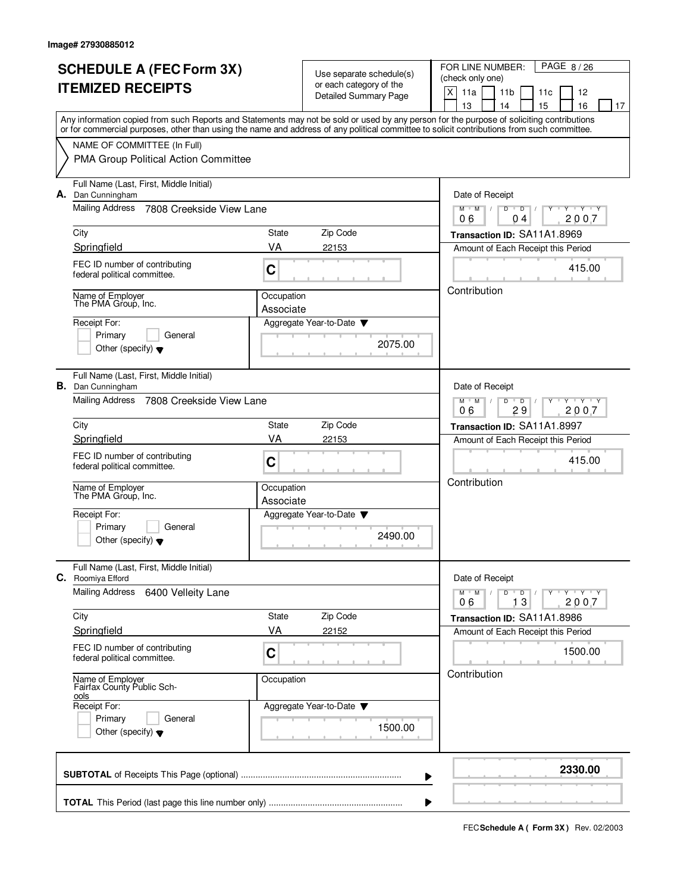Image# 27930885012

# SCHEDULE A (FEC Form 3X) ITEMIZED RECEIPTS

Use separate schedule(s) or each category of the Detailed Summary Page

FOR LINE NUMBER: (check only one)
[X] 11a [ ] 11b [ ] 11c [ ] 12 [ ] 13 [ ] 14 [ ] 15 [ ] 16 [ ] 17

PAGE 8 / 26

Any information copied from such Reports and Statements may not be sold or used by any person for the purpose of soliciting contributions or for commercial purposes, other than using the name and address of any political committee to solicit contributions from such committee.

NAME OF COMMITTEE (In Full)
PMA Group Political Action Committee

---

**A.** Full Name (Last, First, Middle Initial): Dan Cunningham

Mailing Address: 7808 Creekside View Lane

City: Springfield | State: VA | Zip Code: 22153

FEC ID number of contributing federal political committee: C

Name of Employer: The PMA Group, Inc.

Occupation: Associate

Receipt For: [ ] Primary [ ] General [ ] Other (specify)

Aggregate Year-to-Date: 2075.00

Date of Receipt: 06 / 04 / 2007

Transaction ID: SA11A1.8969

Amount of Each Receipt this Period: 415.00

Contribution

---

**B.** Full Name (Last, First, Middle Initial): Dan Cunningham

Mailing Address: 7808 Creekside View Lane

City: Springfield | State: VA | Zip Code: 22153

FEC ID number of contributing federal political committee: C

Name of Employer: The PMA Group, Inc.

Occupation: Associate

Receipt For: [ ] Primary [ ] General [ ] Other (specify)

Aggregate Year-to-Date: 2490.00

Date of Receipt: 06 / 29 / 2007

Transaction ID: SA11A1.8997

Amount of Each Receipt this Period: 415.00

Contribution

---

**C.** Full Name (Last, First, Middle Initial): Roomiya Efford

Mailing Address: 6400 Velleity Lane

City: Springfield | State: VA | Zip Code: 22152

FEC ID number of contributing federal political committee: C

Name of Employer: Fairfax County Public Schools

Occupation:

Receipt For: [ ] Primary [ ] General [ ] Other (specify)

Aggregate Year-to-Date: 1500.00

Date of Receipt: 06 / 13 / 2007

Transaction ID: SA11A1.8986

Amount of Each Receipt this Period: 1500.00

Contribution

---

**SUBTOTAL** of Receipts This Page (optional): **2330.00**

**TOTAL** This Period (last page this line number only):

FEC Schedule A ( Form 3X ) Rev. 02/2003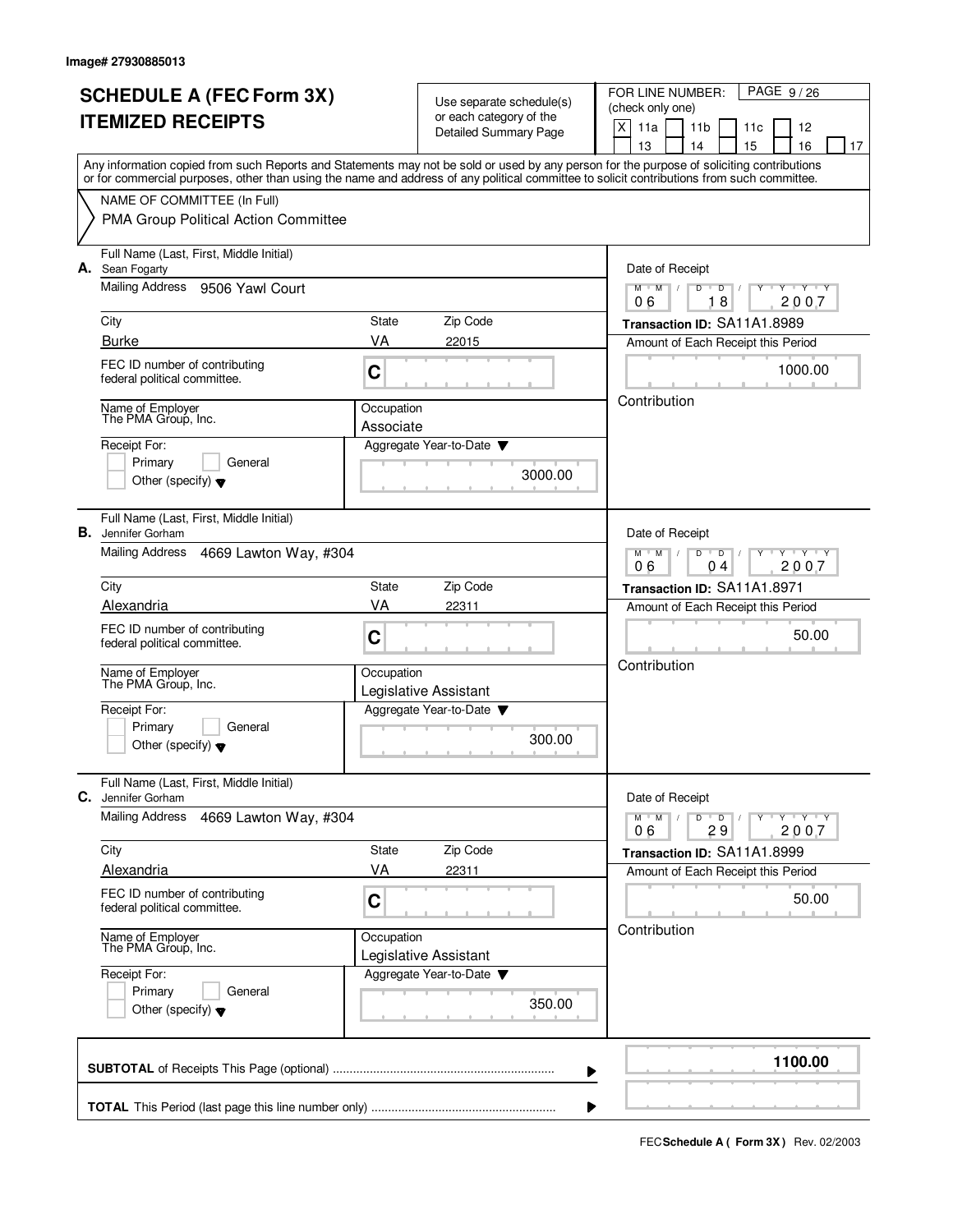Image# 27930885013

# SCHEDULE A (FEC Form 3X)
## ITEMIZED RECEIPTS

Use separate schedule(s) or each category of the Detailed Summary Page

FOR LINE NUMBER: (check only one)
[X] 11a [ ] 11b [ ] 11c [ ] 12 [ ] 13 [ ] 14 [ ] 15 [ ] 16 [ ] 17

PAGE 9 / 26

Any information copied from such Reports and Statements may not be sold or used by any person for the purpose of soliciting contributions or for commercial purposes, other than using the name and address of any political committee to solicit contributions from such committee.

NAME OF COMMITTEE (In Full)
PMA Group Political Action Committee

---

**A.** Full Name (Last, First, Middle Initial): Sean Fogarty

Mailing Address: 9506 Yawl Court

City: Burke | State: VA | Zip Code: 22015

FEC ID number of contributing federal political committee: C

Name of Employer: The PMA Group, Inc.

Occupation: Associate

Receipt For: [ ] Primary [ ] General [ ] Other (specify)

Aggregate Year-to-Date: 3000.00

Date of Receipt: 06 / 18 / 2007

Transaction ID: SA11A1.8989

Amount of Each Receipt this Period: 1000.00

Contribution

---

**B.** Full Name (Last, First, Middle Initial): Jennifer Gorham

Mailing Address: 4669 Lawton Way, #304

City: Alexandria | State: VA | Zip Code: 22311

FEC ID number of contributing federal political committee: C

Name of Employer: The PMA Group, Inc.

Occupation: Legislative Assistant

Receipt For: [ ] Primary [ ] General [ ] Other (specify)

Aggregate Year-to-Date: 300.00

Date of Receipt: 06 / 04 / 2007

Transaction ID: SA11A1.8971

Amount of Each Receipt this Period: 50.00

Contribution

---

**C.** Full Name (Last, First, Middle Initial): Jennifer Gorham

Mailing Address: 4669 Lawton Way, #304

City: Alexandria | State: VA | Zip Code: 22311

FEC ID number of contributing federal political committee: C

Name of Employer: The PMA Group, Inc.

Occupation: Legislative Assistant

Receipt For: [ ] Primary [ ] General [ ] Other (specify)

Aggregate Year-to-Date: 350.00

Date of Receipt: 06 / 29 / 2007

Transaction ID: SA11A1.8999

Amount of Each Receipt this Period: 50.00

Contribution

---

**SUBTOTAL** of Receipts This Page (optional): **1100.00**

**TOTAL** This Period (last page this line number only):

FEC **Schedule A ( Form 3X )** Rev. 02/2003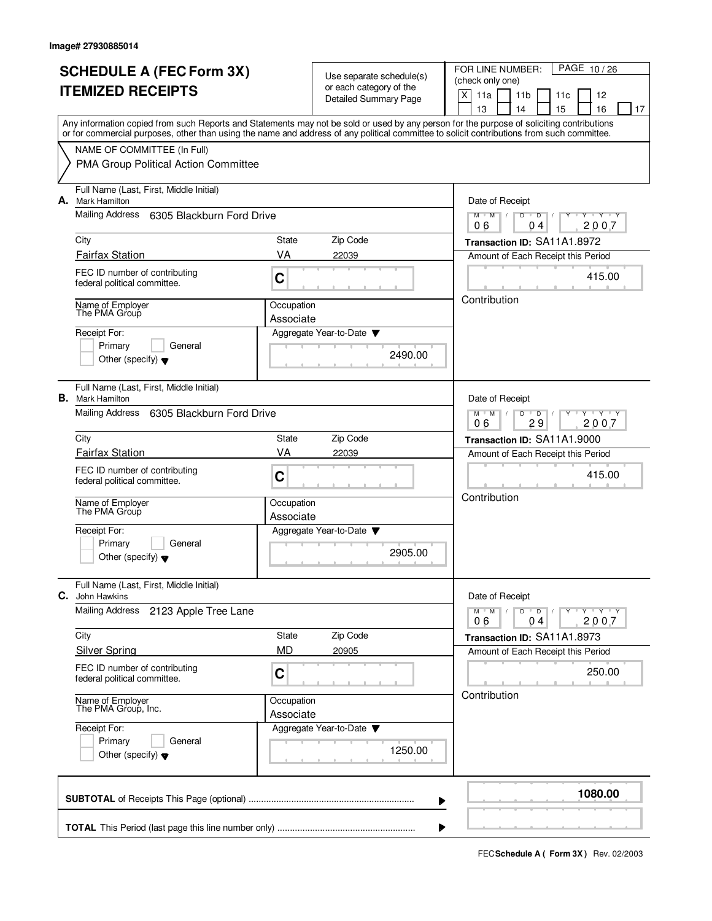Image# 27930885014

# SCHEDULE A (FEC Form 3X) ITEMIZED RECEIPTS

Use separate schedule(s) or each category of the Detailed Summary Page

FOR LINE NUMBER: (check only one)
[X] 11a [ ] 11b [ ] 11c [ ] 12 [ ] 13 [ ] 14 [ ] 15 [ ] 16 [ ] 17

Any information copied from such Reports and Statements may not be sold or used by any person for the purpose of soliciting contributions or for commercial purposes, other than using the name and address of any political committee to solicit contributions from such committee.

NAME OF COMMITTEE (In Full)
PMA Group Political Action Committee

---

**A.** Full Name (Last, First, Middle Initial): Mark Hamilton

Mailing Address: 6305 Blackburn Ford Drive

| City | State | Zip Code |
|---|---|---|
| Fairfax Station | VA | 22039 |

FEC ID number of contributing federal political committee: C

Name of Employer: The PMA Group

Occupation: Associate

Receipt For: [ ] Primary [ ] General [ ] Other (specify)

Aggregate Year-to-Date: 2490.00

Date of Receipt: 06/04/2007

Transaction ID: SA11A1.8972

Amount of Each Receipt this Period: 415.00

Contribution

---

**B.** Full Name (Last, First, Middle Initial): Mark Hamilton

Mailing Address: 6305 Blackburn Ford Drive

| City | State | Zip Code |
|---|---|---|
| Fairfax Station | VA | 22039 |

FEC ID number of contributing federal political committee: C

Name of Employer: The PMA Group

Occupation: Associate

Receipt For: [ ] Primary [ ] General [ ] Other (specify)

Aggregate Year-to-Date: 2905.00

Date of Receipt: 06/29/2007

Transaction ID: SA11A1.9000

Amount of Each Receipt this Period: 415.00

Contribution

---

**C.** Full Name (Last, First, Middle Initial): John Hawkins

Mailing Address: 2123 Apple Tree Lane

| City | State | Zip Code |
|---|---|---|
| Silver Spring | MD | 20905 |

FEC ID number of contributing federal political committee: C

Name of Employer: The PMA Group, Inc.

Occupation: Associate

Receipt For: [ ] Primary [ ] General [ ] Other (specify)

Aggregate Year-to-Date: 1250.00

Date of Receipt: 06/04/2007

Transaction ID: SA11A1.8973

Amount of Each Receipt this Period: 250.00

Contribution

---

**SUBTOTAL** of Receipts This Page (optional): **1080.00**

**TOTAL** This Period (last page this line number only):

FEC **Schedule A ( Form 3X )** Rev. 02/2003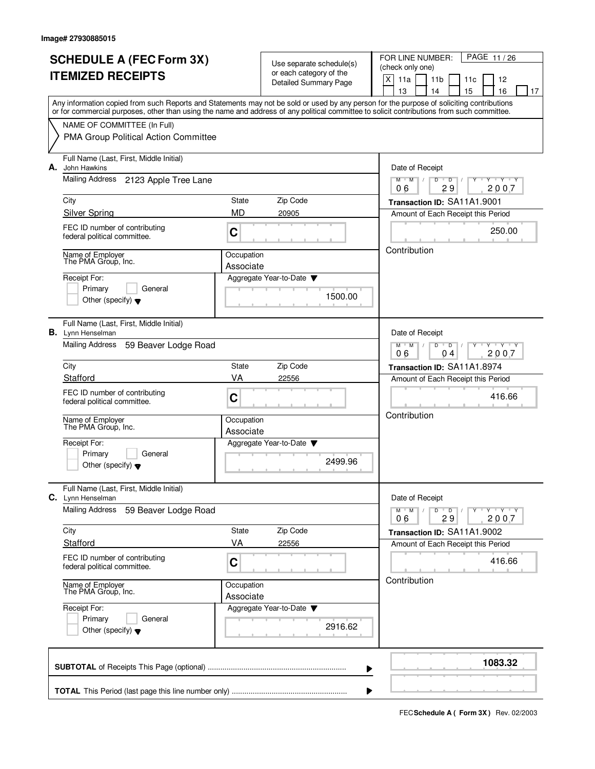Image# 27930885015

# SCHEDULE A (FEC Form 3X) ITEMIZED RECEIPTS

Use separate schedule(s) or each category of the Detailed Summary Page

FOR LINE NUMBER: (check only one)

- [X] 11a
- [ ] 11b
- [ ] 11c
- [ ] 12
- [ ] 13
- [ ] 14
- [ ] 15
- [ ] 16
- [ ] 17

Any information copied from such Reports and Statements may not be sold or used by any person for the purpose of soliciting contributions or for commercial purposes, other than using the name and address of any political committee to solicit contributions from such committee.

NAME OF COMMITTEE (In Full)
PMA Group Political Action Committee

## A.

Full Name (Last, First, Middle Initial): John Hawkins
Mailing Address: 2123 Apple Tree Lane
City: Silver Spring | State: MD | Zip Code: 20905
FEC ID number of contributing federal political committee: C
Name of Employer: The PMA Group, Inc.
Occupation: Associate
Receipt For: Primary / General / Other (specify)
Aggregate Year-to-Date: 1500.00

Date of Receipt: 06 / 29 / 2007
Transaction ID: SA11A1.9001
Amount of Each Receipt this Period: 250.00
Contribution

## B.

Full Name (Last, First, Middle Initial): Lynn Henselman
Mailing Address: 59 Beaver Lodge Road
City: Stafford | State: VA | Zip Code: 22556
FEC ID number of contributing federal political committee: C
Name of Employer: The PMA Group, Inc.
Occupation: Associate
Receipt For: Primary / General / Other (specify)
Aggregate Year-to-Date: 2499.96

Date of Receipt: 06 / 04 / 2007
Transaction ID: SA11A1.8974
Amount of Each Receipt this Period: 416.66
Contribution

## C.

Full Name (Last, First, Middle Initial): Lynn Henselman
Mailing Address: 59 Beaver Lodge Road
City: Stafford | State: VA | Zip Code: 22556
FEC ID number of contributing federal political committee: C
Name of Employer: The PMA Group, Inc.
Occupation: Associate
Receipt For: Primary / General / Other (specify)
Aggregate Year-to-Date: 2916.62

Date of Receipt: 06 / 29 / 2007
Transaction ID: SA11A1.9002
Amount of Each Receipt this Period: 416.66
Contribution

**SUBTOTAL** of Receipts This Page (optional) ........ **1083.32**

**TOTAL** This Period (last page this line number only) ........

FEC **Schedule A ( Form 3X )** Rev. 02/2003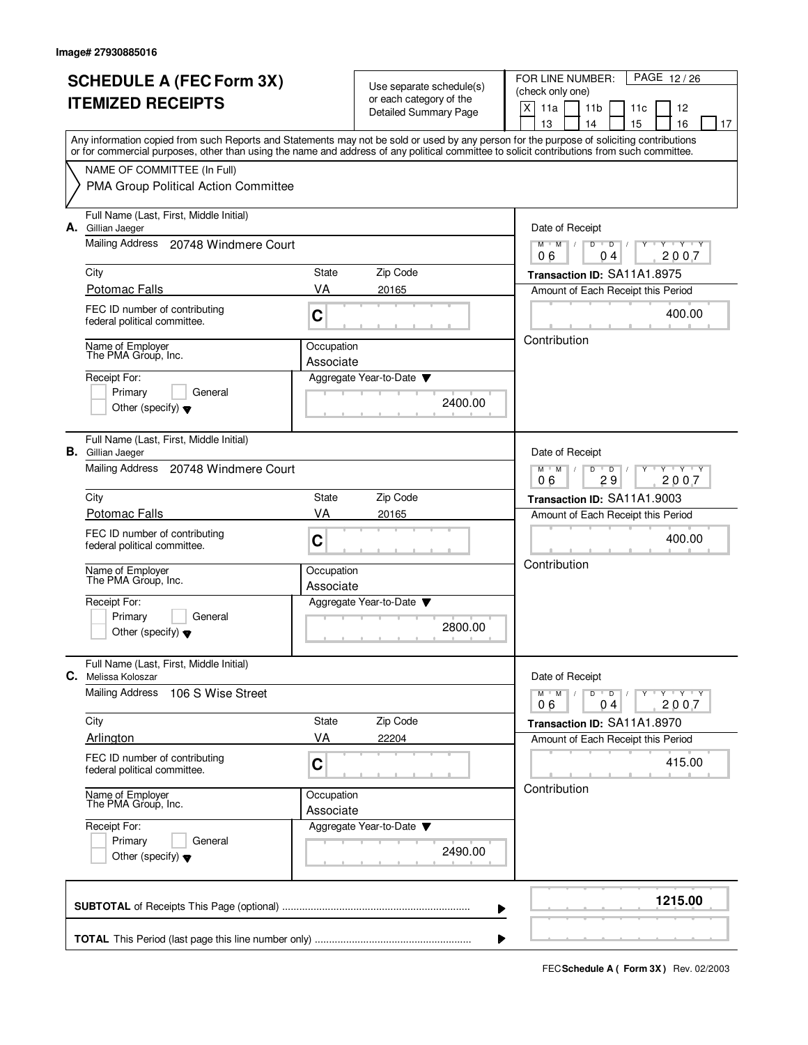Image# 27930885016

# SCHEDULE A (FEC Form 3X)
# ITEMIZED RECEIPTS

Use separate schedule(s) or each category of the Detailed Summary Page

FOR LINE NUMBER: (check only one)
[X] 11a [ ] 11b [ ] 11c [ ] 12 [ ] 13 [ ] 14 [ ] 15 [ ] 16 [ ] 17

PAGE 12 / 26

Any information copied from such Reports and Statements may not be sold or used by any person for the purpose of soliciting contributions or for commercial purposes, other than using the name and address of any political committee to solicit contributions from such committee.

NAME OF COMMITTEE (In Full)
PMA Group Political Action Committee

---

**A.** Full Name (Last, First, Middle Initial): Gillian Jaeger

Mailing Address: 20748 Windmere Court

City: Potomac Falls | State: VA | Zip Code: 20165

FEC ID number of contributing federal political committee: C

Name of Employer: The PMA Group, Inc.

Occupation: Associate

Receipt For: [ ] Primary [ ] General [ ] Other (specify)

Aggregate Year-to-Date: 2400.00

Date of Receipt: 06 / 04 / 2007

Transaction ID: SA11A1.8975

Amount of Each Receipt this Period: 400.00

Contribution

---

**B.** Full Name (Last, First, Middle Initial): Gillian Jaeger

Mailing Address: 20748 Windmere Court

City: Potomac Falls | State: VA | Zip Code: 20165

FEC ID number of contributing federal political committee: C

Name of Employer: The PMA Group, Inc.

Occupation: Associate

Receipt For: [ ] Primary [ ] General [ ] Other (specify)

Aggregate Year-to-Date: 2800.00

Date of Receipt: 06 / 29 / 2007

Transaction ID: SA11A1.9003

Amount of Each Receipt this Period: 400.00

Contribution

---

**C.** Full Name (Last, First, Middle Initial): Melissa Koloszar

Mailing Address: 106 S Wise Street

City: Arlington | State: VA | Zip Code: 22204

FEC ID number of contributing federal political committee: C

Name of Employer: The PMA Group, Inc.

Occupation: Associate

Receipt For: [ ] Primary [ ] General [ ] Other (specify)

Aggregate Year-to-Date: 2490.00

Date of Receipt: 06 / 04 / 2007

Transaction ID: SA11A1.8970

Amount of Each Receipt this Period: 415.00

Contribution

---

**SUBTOTAL** of Receipts This Page (optional): **1215.00**

**TOTAL** This Period (last page this line number only):

FEC **Schedule A ( Form 3X )** Rev. 02/2003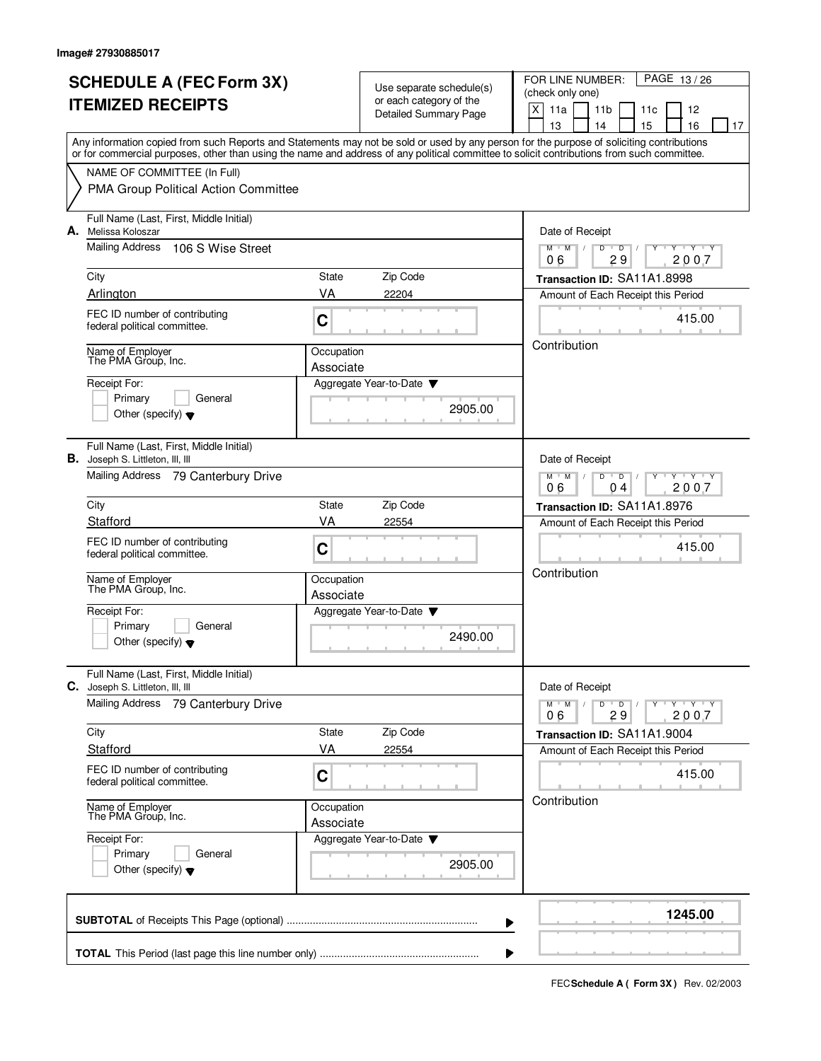Image# 27930885017

# SCHEDULE A (FEC Form 3X)
# ITEMIZED RECEIPTS

Use separate schedule(s) or each category of the Detailed Summary Page

FOR LINE NUMBER: (check only one)

[X] 11a [ ] 11b [ ] 11c [ ] 12 [ ] 13 [ ] 14 [ ] 15 [ ] 16 [ ] 17

PAGE 13 / 26

Any information copied from such Reports and Statements may not be sold or used by any person for the purpose of soliciting contributions or for commercial purposes, other than using the name and address of any political committee to solicit contributions from such committee.

NAME OF COMMITTEE (In Full)
PMA Group Political Action Committee

---

**A.** Full Name (Last, First, Middle Initial): Melissa Koloszar

Mailing Address: 106 S Wise Street

| City | State | Zip Code |
|---|---|---|
| Arlington | VA | 22204 |

FEC ID number of contributing federal political committee: C

Name of Employer: The PMA Group, Inc.

Occupation: Associate

Receipt For: [ ] Primary [ ] General [ ] Other (specify)

Aggregate Year-to-Date: 2905.00

Date of Receipt: 06 / 29 / 2007

Transaction ID: SA11A1.8998

Amount of Each Receipt this Period: 415.00

Contribution

---

**B.** Full Name (Last, First, Middle Initial): Joseph S. Littleton, III, III

Mailing Address: 79 Canterbury Drive

| City | State | Zip Code |
|---|---|---|
| Stafford | VA | 22554 |

FEC ID number of contributing federal political committee: C

Name of Employer: The PMA Group, Inc.

Occupation: Associate

Receipt For: [ ] Primary [ ] General [ ] Other (specify)

Aggregate Year-to-Date: 2490.00

Date of Receipt: 06 / 04 / 2007

Transaction ID: SA11A1.8976

Amount of Each Receipt this Period: 415.00

Contribution

---

**C.** Full Name (Last, First, Middle Initial): Joseph S. Littleton, III, III

Mailing Address: 79 Canterbury Drive

| City | State | Zip Code |
|---|---|---|
| Stafford | VA | 22554 |

FEC ID number of contributing federal political committee: C

Name of Employer: The PMA Group, Inc.

Occupation: Associate

Receipt For: [ ] Primary [ ] General [ ] Other (specify)

Aggregate Year-to-Date: 2905.00

Date of Receipt: 06 / 29 / 2007

Transaction ID: SA11A1.9004

Amount of Each Receipt this Period: 415.00

Contribution

---

**SUBTOTAL** of Receipts This Page (optional): **1245.00**

**TOTAL** This Period (last page this line number only):

FEC **Schedule A ( Form 3X )** Rev. 02/2003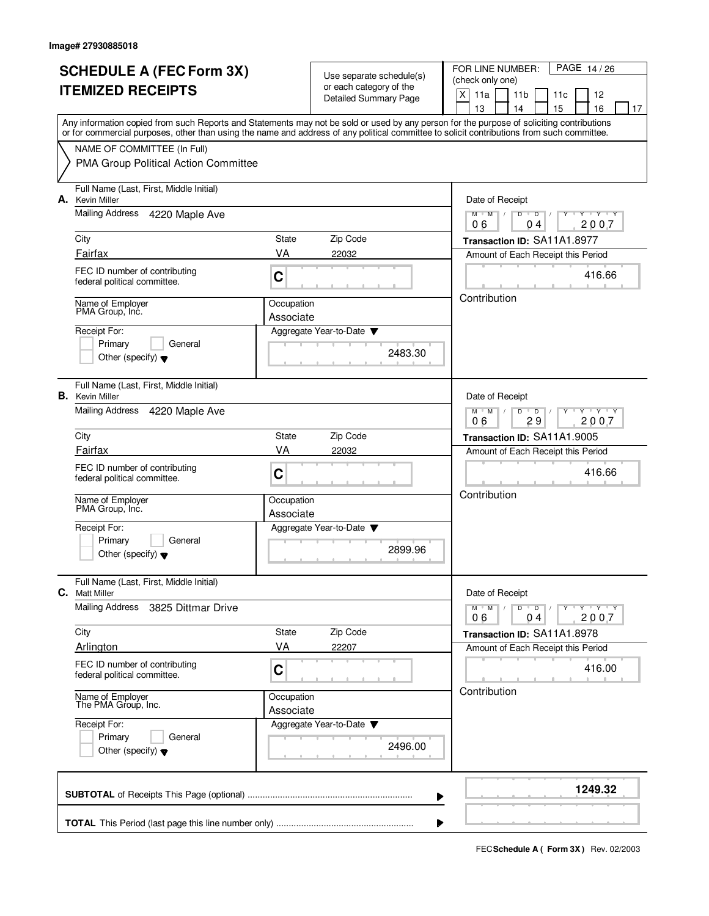Image# 27930885018

# SCHEDULE A (FEC Form 3X)
## ITEMIZED RECEIPTS

Use separate schedule(s) or each category of the Detailed Summary Page

FOR LINE NUMBER: (check only one)

[X] 11a [ ] 11b [ ] 11c [ ] 12 [ ] 13 [ ] 14 [ ] 15 [ ] 16 [ ] 17

PAGE 14 / 26

Any information copied from such Reports and Statements may not be sold or used by any person for the purpose of soliciting contributions or for commercial purposes, other than using the name and address of any political committee to solicit contributions from such committee.

NAME OF COMMITTEE (In Full)

PMA Group Political Action Committee

---

**A.** Full Name (Last, First, Middle Initial): Kevin Miller

Mailing Address: 4220 Maple Ave

City: Fairfax | State: VA | Zip Code: 22032

FEC ID number of contributing federal political committee: C

Name of Employer: PMA Group, Inc.

Occupation: Associate

Receipt For: [ ] Primary [ ] General [ ] Other (specify)

Aggregate Year-to-Date: 2483.30

Date of Receipt: 06 / 04 / 2007

Transaction ID: SA11A1.8977

Amount of Each Receipt this Period: 416.66

Contribution

---

**B.** Full Name (Last, First, Middle Initial): Kevin Miller

Mailing Address: 4220 Maple Ave

City: Fairfax | State: VA | Zip Code: 22032

FEC ID number of contributing federal political committee: C

Name of Employer: PMA Group, Inc.

Occupation: Associate

Receipt For: [ ] Primary [ ] General [ ] Other (specify)

Aggregate Year-to-Date: 2899.96

Date of Receipt: 06 / 29 / 2007

Transaction ID: SA11A1.9005

Amount of Each Receipt this Period: 416.66

Contribution

---

**C.** Full Name (Last, First, Middle Initial): Matt Miller

Mailing Address: 3825 Dittmar Drive

City: Arlington | State: VA | Zip Code: 22207

FEC ID number of contributing federal political committee: C

Name of Employer: The PMA Group, Inc

Occupation: Associate

Receipt For: [ ] Primary [ ] General [ ] Other (specify)

Aggregate Year-to-Date: 2496.00

Date of Receipt: 06 / 04 / 2007

Transaction ID: SA11A1.8978

Amount of Each Receipt this Period: 416.00

Contribution

---

**SUBTOTAL** of Receipts This Page (optional): **1249.32**

**TOTAL** This Period (last page this line number only):

FEC **Schedule A ( Form 3X )** Rev. 02/2003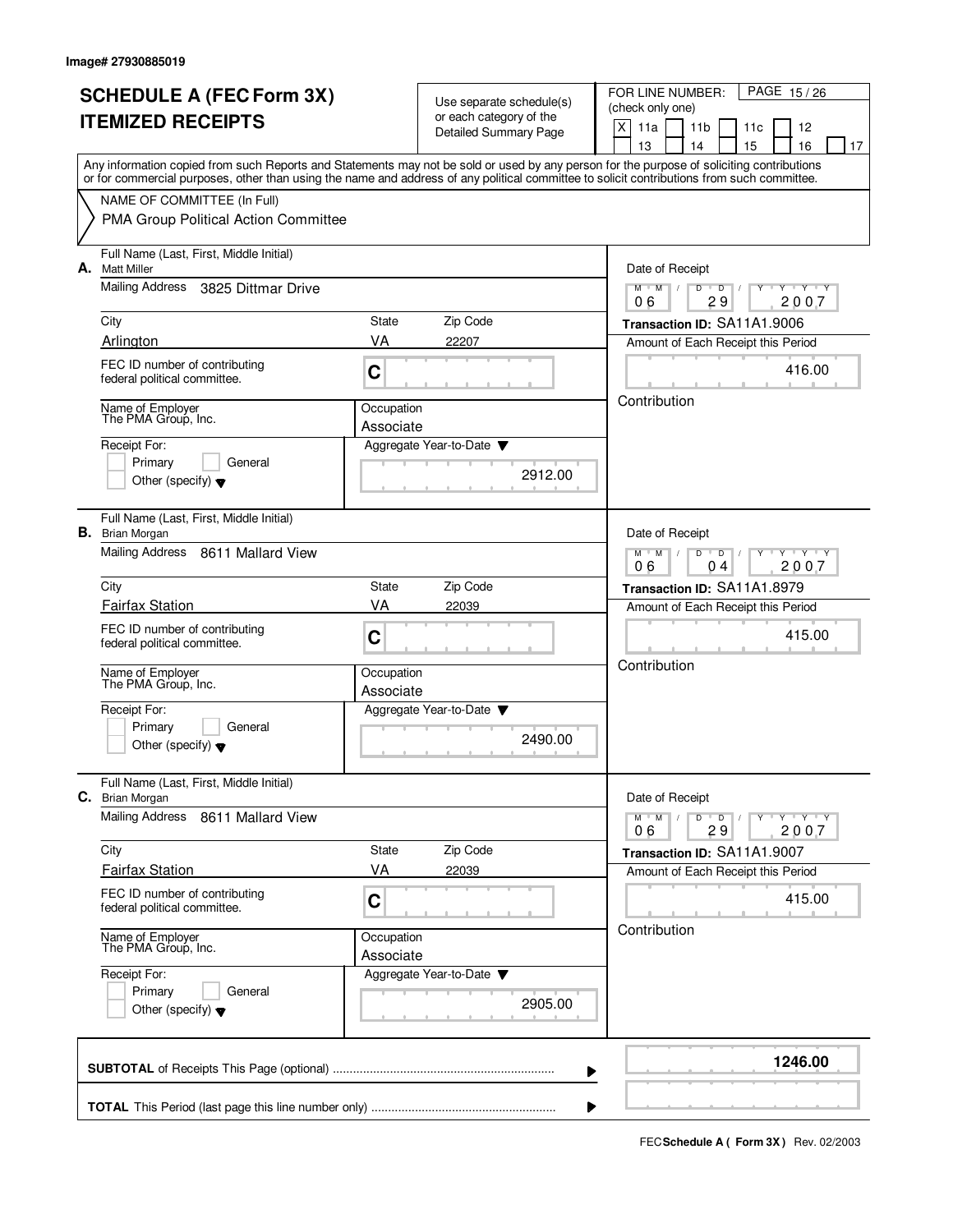Image# 27930885019

# SCHEDULE A (FEC Form 3X)
# ITEMIZED RECEIPTS

Use separate schedule(s) or each category of the Detailed Summary Page

FOR LINE NUMBER: (check only one)

- [X] 11a
- [ ] 11b
- [ ] 11c
- [ ] 12
- [ ] 13
- [ ] 14
- [ ] 15
- [ ] 16
- [ ] 17

Any information copied from such Reports and Statements may not be sold or used by any person for the purpose of soliciting contributions or for commercial purposes, other than using the name and address of any political committee to solicit contributions from such committee.

NAME OF COMMITTEE (In Full)
PMA Group Political Action Committee

---

**A.** Full Name (Last, First, Middle Initial): Matt Miller

Mailing Address: 3825 Dittmar Drive

City: Arlington | State: VA | Zip Code: 22207

FEC ID number of contributing federal political committee: C

Name of Employer: The PMA Group, Inc.

Occupation: Associate

Receipt For: Primary / General / Other (specify)

Aggregate Year-to-Date: 2912.00

Date of Receipt: 06 / 29 / 2007

Transaction ID: SA11A1.9006

Amount of Each Receipt this Period: 416.00

Contribution

---

**B.** Full Name (Last, First, Middle Initial): Brian Morgan

Mailing Address: 8611 Mallard View

City: Fairfax Station | State: VA | Zip Code: 22039

FEC ID number of contributing federal political committee: C

Name of Employer: The PMA Group, Inc.

Occupation: Associate

Receipt For: Primary / General / Other (specify)

Aggregate Year-to-Date: 2490.00

Date of Receipt: 06 / 04 / 2007

Transaction ID: SA11A1.8979

Amount of Each Receipt this Period: 415.00

Contribution

---

**C.** Full Name (Last, First, Middle Initial): Brian Morgan

Mailing Address: 8611 Mallard View

City: Fairfax Station | State: VA | Zip Code: 22039

FEC ID number of contributing federal political committee: C

Name of Employer: The PMA Group, Inc.

Occupation: Associate

Receipt For: Primary / General / Other (specify)

Aggregate Year-to-Date: 2905.00

Date of Receipt: 06 / 29 / 2007

Transaction ID: SA11A1.9007

Amount of Each Receipt this Period: 415.00

Contribution

---

**SUBTOTAL** of Receipts This Page (optional): **1246.00**

**TOTAL** This Period (last page this line number only):

FEC **Schedule A ( Form 3X )** Rev. 02/2003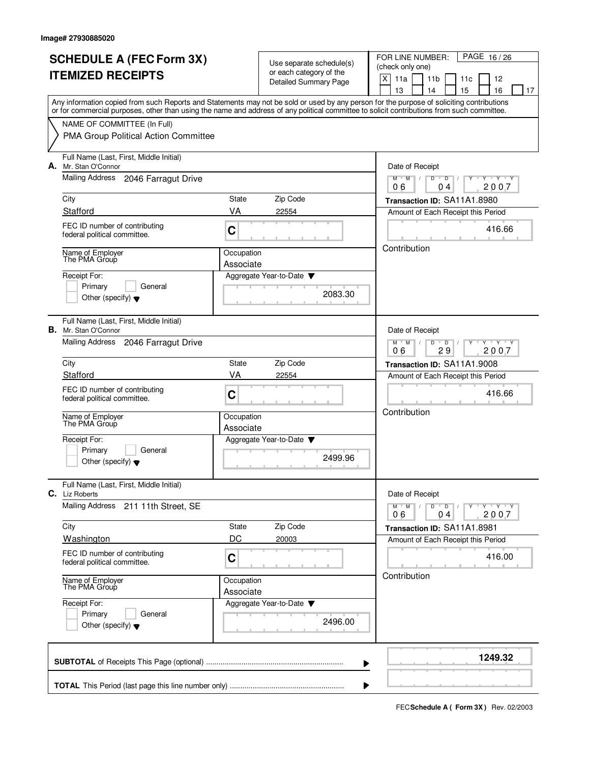Image# 27930885020

# SCHEDULE A (FEC Form 3X)
# ITEMIZED RECEIPTS

Use separate schedule(s) or each category of the Detailed Summary Page

FOR LINE NUMBER: (check only one)

[X] 11a [ ] 11b [ ] 11c [ ] 12
[ ] 13 [ ] 14 [ ] 15 [ ] 16 [ ] 17

Any information copied from such Reports and Statements may not be sold or used by any person for the purpose of soliciting contributions or for commercial purposes, other than using the name and address of any political committee to solicit contributions from such committee.

NAME OF COMMITTEE (In Full)
PMA Group Political Action Committee

---

**A.** Full Name (Last, First, Middle Initial): Mr. Stan O'Connor

Mailing Address: 2046 Farragut Drive

City: Stafford | State: VA | Zip Code: 22554

FEC ID number of contributing federal political committee: C

Name of Employer: The PMA Group | Occupation: Associate

Receipt For: [ ] Primary [ ] General [ ] Other (specify)

Aggregate Year-to-Date: 2083.30

Date of Receipt: 06 / 04 / 2007

Transaction ID: SA11A1.8980

Amount of Each Receipt this Period: 416.66

Contribution

---

**B.** Full Name (Last, First, Middle Initial): Mr. Stan O'Connor

Mailing Address: 2046 Farragut Drive

City: Stafford | State: VA | Zip Code: 22554

FEC ID number of contributing federal political committee: C

Name of Employer: The PMA Group | Occupation: Associate

Receipt For: [ ] Primary [ ] General [ ] Other (specify)

Aggregate Year-to-Date: 2499.96

Date of Receipt: 06 / 29 / 2007

Transaction ID: SA11A1.9008

Amount of Each Receipt this Period: 416.66

Contribution

---

**C.** Full Name (Last, First, Middle Initial): Liz Roberts

Mailing Address: 211 11th Street, SE

City: Washington | State: DC | Zip Code: 20003

FEC ID number of contributing federal political committee: C

Name of Employer: The PMA Group | Occupation: Associate

Receipt For: [ ] Primary [ ] General [ ] Other (specify)

Aggregate Year-to-Date: 2496.00

Date of Receipt: 06 / 04 / 2007

Transaction ID: SA11A1.8981

Amount of Each Receipt this Period: 416.00

Contribution

---

**SUBTOTAL** of Receipts This Page (optional): **1249.32**

**TOTAL** This Period (last page this line number only):

FEC **Schedule A ( Form 3X )** Rev. 02/2003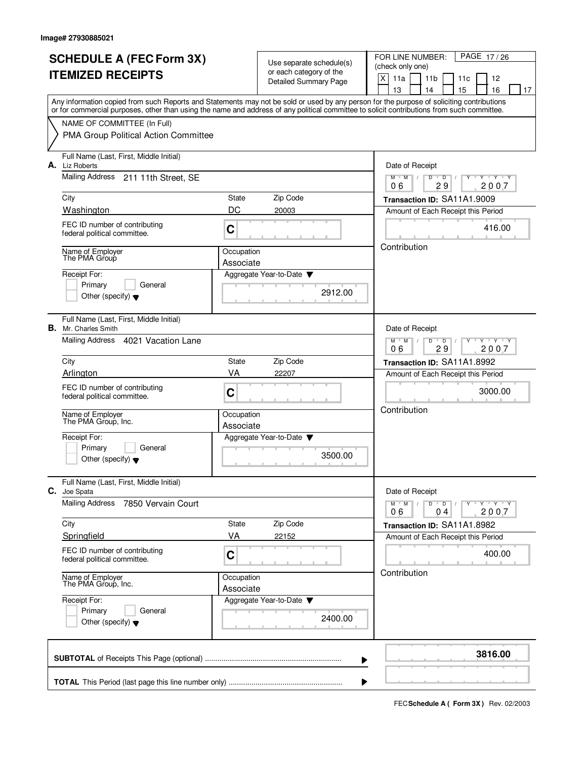Image# 27930885021

# SCHEDULE A (FEC Form 3X) ITEMIZED RECEIPTS

Use separate schedule(s) or each category of the Detailed Summary Page

FOR LINE NUMBER: (check only one)

- [X] 11a
- [ ] 11b
- [ ] 11c
- [ ] 12
- [ ] 13
- [ ] 14
- [ ] 15
- [ ] 16
- [ ] 17

PAGE 17 / 26

Any information copied from such Reports and Statements may not be sold or used by any person for the purpose of soliciting contributions or for commercial purposes, other than using the name and address of any political committee to solicit contributions from such committee.

NAME OF COMMITTEE (In Full)

PMA Group Political Action Committee

---

**A.** Full Name (Last, First, Middle Initial): Liz Roberts

Mailing Address: 211 11th Street, SE

City: Washington | State: DC | Zip Code: 20003

FEC ID number of contributing federal political committee: C

Name of Employer: The PMA Group

Occupation: Associate

Receipt For: Primary / General / Other (specify)

Aggregate Year-to-Date: 2912.00

Date of Receipt: 06 / 29 / 2007

Transaction ID: SA11A1.9009

Amount of Each Receipt this Period: 416.00

Contribution

---

**B.** Full Name (Last, First, Middle Initial): Mr. Charles Smith

Mailing Address: 4021 Vacation Lane

City: Arlington | State: VA | Zip Code: 22207

FEC ID number of contributing federal political committee: C

Name of Employer: The PMA Group, Inc.

Occupation: Associate

Receipt For: Primary / General / Other (specify)

Aggregate Year-to-Date: 3500.00

Date of Receipt: 06 / 29 / 2007

Transaction ID: SA11A1.8992

Amount of Each Receipt this Period: 3000.00

Contribution

---

**C.** Full Name (Last, First, Middle Initial): Joe Spata

Mailing Address: 7850 Vervain Court

City: Springfield | State: VA | Zip Code: 22152

FEC ID number of contributing federal political committee: C

Name of Employer: The PMA Group, Inc.

Occupation: Associate

Receipt For: Primary / General / Other (specify)

Aggregate Year-to-Date: 2400.00

Date of Receipt: 06 / 04 / 2007

Transaction ID: SA11A1.8982

Amount of Each Receipt this Period: 400.00

Contribution

---

**SUBTOTAL** of Receipts This Page (optional): **3816.00**

**TOTAL** This Period (last page this line number only):

FEC **Schedule A ( Form 3X )** Rev. 02/2003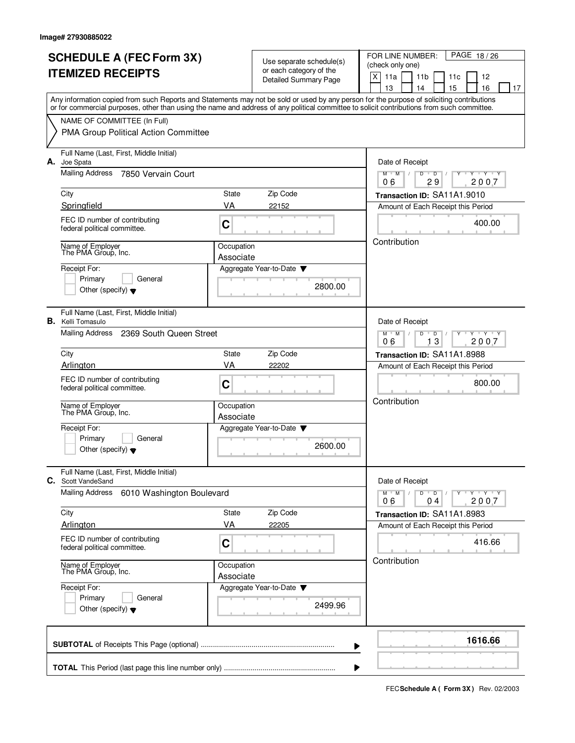Image# 27930885022

# SCHEDULE A (FEC Form 3X) ITEMIZED RECEIPTS

Use separate schedule(s) or each category of the Detailed Summary Page

FOR LINE NUMBER: (check only one)

[X] 11a [ ] 11b [ ] 11c [ ] 12 [ ] 13 [ ] 14 [ ] 15 [ ] 16 [ ] 17

Any information copied from such Reports and Statements may not be sold or used by any person for the purpose of soliciting contributions or for commercial purposes, other than using the name and address of any political committee to solicit contributions from such committee.

NAME OF COMMITTEE (In Full)

PMA Group Political Action Committee

---

**A.** Full Name (Last, First, Middle Initial): Joe Spata

Mailing Address: 7850 Vervain Court

| City | State | Zip Code |
|---|---|---|
| Springfield | VA | 22152 |

FEC ID number of contributing federal political committee: C

Name of Employer: The PMA Group, Inc.

Occupation: Associate

Receipt For: [ ] Primary [ ] General [ ] Other (specify)

Aggregate Year-to-Date: 2800.00

Date of Receipt: 06 / 29 / 2007

Transaction ID: SA11A1.9010

Amount of Each Receipt this Period: 400.00

Contribution

---

**B.** Full Name (Last, First, Middle Initial): Kelli Tomasulo

Mailing Address: 2369 South Queen Street

| City | State | Zip Code |
|---|---|---|
| Arlington | VA | 22202 |

FEC ID number of contributing federal political committee: C

Name of Employer: The PMA Group, Inc.

Occupation: Associate

Receipt For: [ ] Primary [ ] General [ ] Other (specify)

Aggregate Year-to-Date: 2600.00

Date of Receipt: 06 / 13 / 2007

Transaction ID: SA11A1.8988

Amount of Each Receipt this Period: 800.00

Contribution

---

**C.** Full Name (Last, First, Middle Initial): Scott VandeSand

Mailing Address: 6010 Washington Boulevard

| City | State | Zip Code |
|---|---|---|
| Arlington | VA | 22205 |

FEC ID number of contributing federal political committee: C

Name of Employer: The PMA Group, Inc.

Occupation: Associate

Receipt For: [ ] Primary [ ] General [ ] Other (specify)

Aggregate Year-to-Date: 2499.96

Date of Receipt: 06 / 04 / 2007

Transaction ID: SA11A1.8983

Amount of Each Receipt this Period: 416.66

Contribution

---

**SUBTOTAL** of Receipts This Page (optional): **1616.66**

**TOTAL** This Period (last page this line number only):

FEC **Schedule A ( Form 3X )** Rev. 02/2003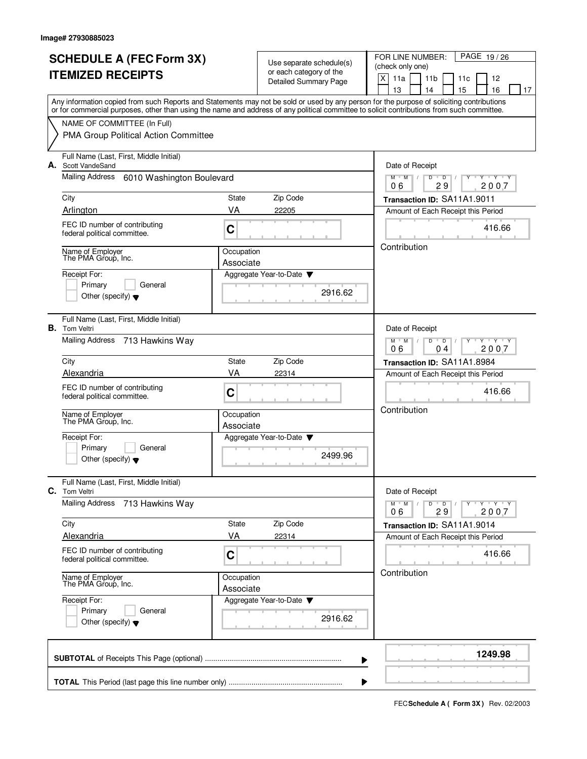Image# 27930885023

# SCHEDULE A (FEC Form 3X)
# ITEMIZED RECEIPTS

Use separate schedule(s) or each category of the Detailed Summary Page

FOR LINE NUMBER: (check only one)
[X] 11a [ ] 11b [ ] 11c [ ] 12 [ ] 13 [ ] 14 [ ] 15 [ ] 16 [ ] 17

PAGE 19 / 26

Any information copied from such Reports and Statements may not be sold or used by any person for the purpose of soliciting contributions or for commercial purposes, other than using the name and address of any political committee to solicit contributions from such committee.

NAME OF COMMITTEE (In Full)
PMA Group Political Action Committee

---

**A.** Full Name (Last, First, Middle Initial): Scott VandeSand

Mailing Address: 6010 Washington Boulevard

City: Arlington | State: VA | Zip Code: 22205

FEC ID number of contributing federal political committee: C

Name of Employer: The PMA Group, Inc.

Occupation: Associate

Receipt For: [ ] Primary [ ] General [ ] Other (specify)

Aggregate Year-to-Date: 2916.62

Date of Receipt: 06/29/2007

Transaction ID: SA11A1.9011

Amount of Each Receipt this Period: 416.66

Contribution

---

**B.** Full Name (Last, First, Middle Initial): Tom Veltri

Mailing Address: 713 Hawkins Way

City: Alexandria | State: VA | Zip Code: 22314

FEC ID number of contributing federal political committee: C

Name of Employer: The PMA Group, Inc.

Occupation: Associate

Receipt For: [ ] Primary [ ] General [ ] Other (specify)

Aggregate Year-to-Date: 2499.96

Date of Receipt: 06/04/2007

Transaction ID: SA11A1.8984

Amount of Each Receipt this Period: 416.66

Contribution

---

**C.** Full Name (Last, First, Middle Initial): Tom Veltri

Mailing Address: 713 Hawkins Way

City: Alexandria | State: VA | Zip Code: 22314

FEC ID number of contributing federal political committee: C

Name of Employer: The PMA Group, Inc.

Occupation: Associate

Receipt For: [ ] Primary [ ] General [ ] Other (specify)

Aggregate Year-to-Date: 2916.62

Date of Receipt: 06/29/2007

Transaction ID: SA11A1.9014

Amount of Each Receipt this Period: 416.66

Contribution

---

**SUBTOTAL** of Receipts This Page (optional): **1249.98**

**TOTAL** This Period (last page this line number only):

FEC **Schedule A ( Form 3X )** Rev. 02/2003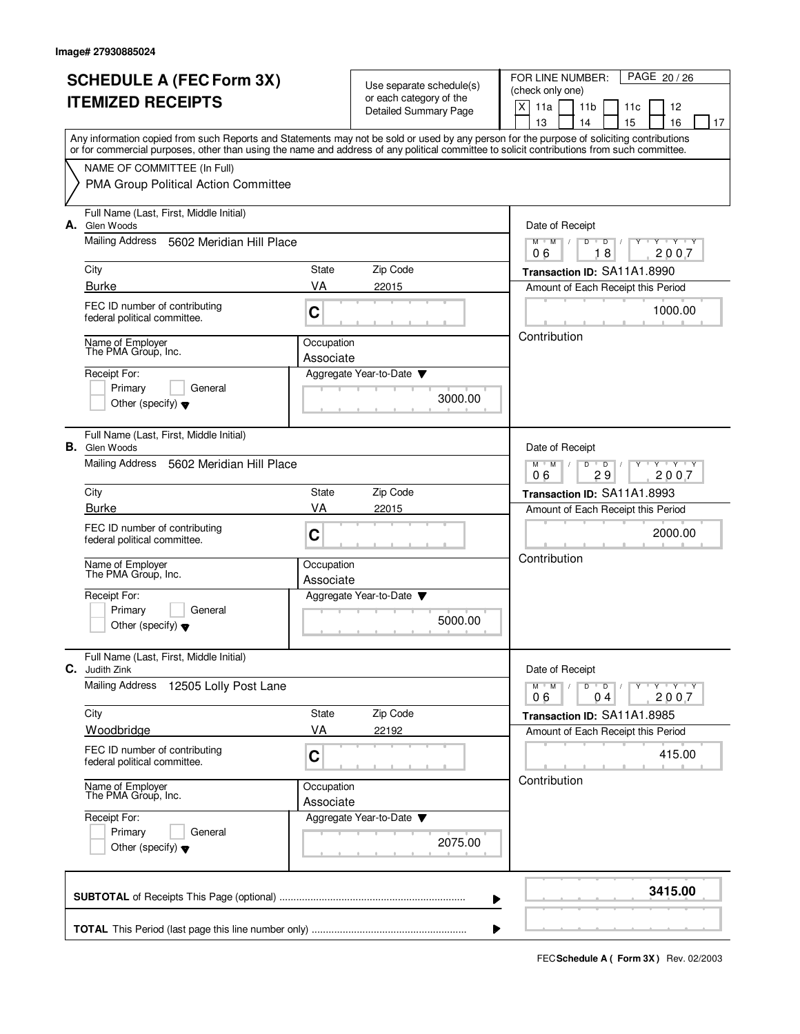Image# 27930885024

# SCHEDULE A (FEC Form 3X)
# ITEMIZED RECEIPTS

Use separate schedule(s) or each category of the Detailed Summary Page

FOR LINE NUMBER: (check only one)
PAGE 20 / 26

[X] 11a [ ] 11b [ ] 11c [ ] 12 [ ] 13 [ ] 14 [ ] 15 [ ] 16 [ ] 17

Any information copied from such Reports and Statements may not be sold or used by any person for the purpose of soliciting contributions or for commercial purposes, other than using the name and address of any political committee to solicit contributions from such committee.

NAME OF COMMITTEE (In Full)
PMA Group Political Action Committee

---

**A.** Full Name (Last, First, Middle Initial): Glen Woods

Mailing Address: 5602 Meridian Hill Place

City: Burke | State: VA | Zip Code: 22015

FEC ID number of contributing federal political committee: C

Name of Employer: The PMA Group, Inc.

Occupation: Associate

Receipt For: [ ] Primary [ ] General [ ] Other (specify)

Aggregate Year-to-Date: 3000.00

Date of Receipt: 06 18 2007

Transaction ID: SA11A1.8990

Amount of Each Receipt this Period: 1000.00

Contribution

---

**B.** Full Name (Last, First, Middle Initial): Glen Woods

Mailing Address: 5602 Meridian Hill Place

City: Burke | State: VA | Zip Code: 22015

FEC ID number of contributing federal political committee: C

Name of Employer: The PMA Group, Inc.

Occupation: Associate

Receipt For: [ ] Primary [ ] General [ ] Other (specify)

Aggregate Year-to-Date: 5000.00

Date of Receipt: 06 29 2007

Transaction ID: SA11A1.8993

Amount of Each Receipt this Period: 2000.00

Contribution

---

**C.** Full Name (Last, First, Middle Initial): Judith Zink

Mailing Address: 12505 Lolly Post Lane

City: Woodbridge | State: VA | Zip Code: 22192

FEC ID number of contributing federal political committee: C

Name of Employer: The PMA Group, Inc.

Occupation: Associate

Receipt For: [ ] Primary [ ] General [ ] Other (specify)

Aggregate Year-to-Date: 2075.00

Date of Receipt: 06 04 2007

Transaction ID: SA11A1.8985

Amount of Each Receipt this Period: 415.00

Contribution

---

**SUBTOTAL** of Receipts This Page (optional): **3415.00**

**TOTAL** This Period (last page this line number only):

FEC **Schedule A ( Form 3X )** Rev. 02/2003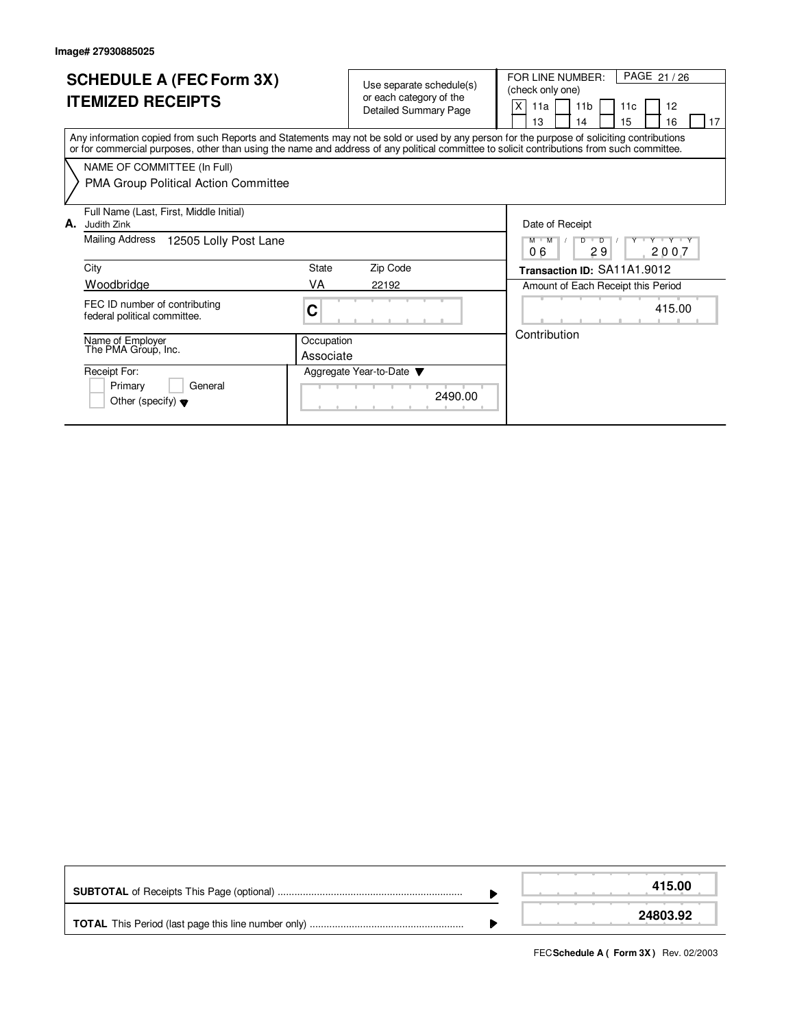Image# 27930885025

# SCHEDULE A (FEC Form 3X)
# ITEMIZED RECEIPTS

Use separate schedule(s) or each category of the Detailed Summary Page

FOR LINE NUMBER: (check only one)

- [X] 11a
- [ ] 11b
- [ ] 11c
- [ ] 12
- [ ] 13
- [ ] 14
- [ ] 15
- [ ] 16
- [ ] 17

Any information copied from such Reports and Statements may not be sold or used by any person for the purpose of soliciting contributions or for commercial purposes, other than using the name and address of any political committee to solicit contributions from such committee.

NAME OF COMMITTEE (In Full)
PMA Group Political Action Committee

**A.** Full Name (Last, First, Middle Initial)
Judith Zink

Mailing Address: 12505 Lolly Post Lane

| City | State | Zip Code |
|---|---|---|
| Woodbridge | VA | 22192 |

FEC ID number of contributing federal political committee: C

Name of Employer: The PMA Group, Inc.

Occupation: Associate

Receipt For:
- [ ] Primary
- [ ] General
- [ ] Other (specify)

Aggregate Year-to-Date: 2490.00

Date of Receipt: 06 / 29 / 2007

**Transaction ID:** SA11A1.9012

Amount of Each Receipt this Period: 415.00

Contribution

| | |
|---|---|
| **SUBTOTAL** of Receipts This Page (optional) | **415.00** |
| **TOTAL** This Period (last page this line number only) | **24803.92** |

FEC **Schedule A ( Form 3X )** Rev. 02/2003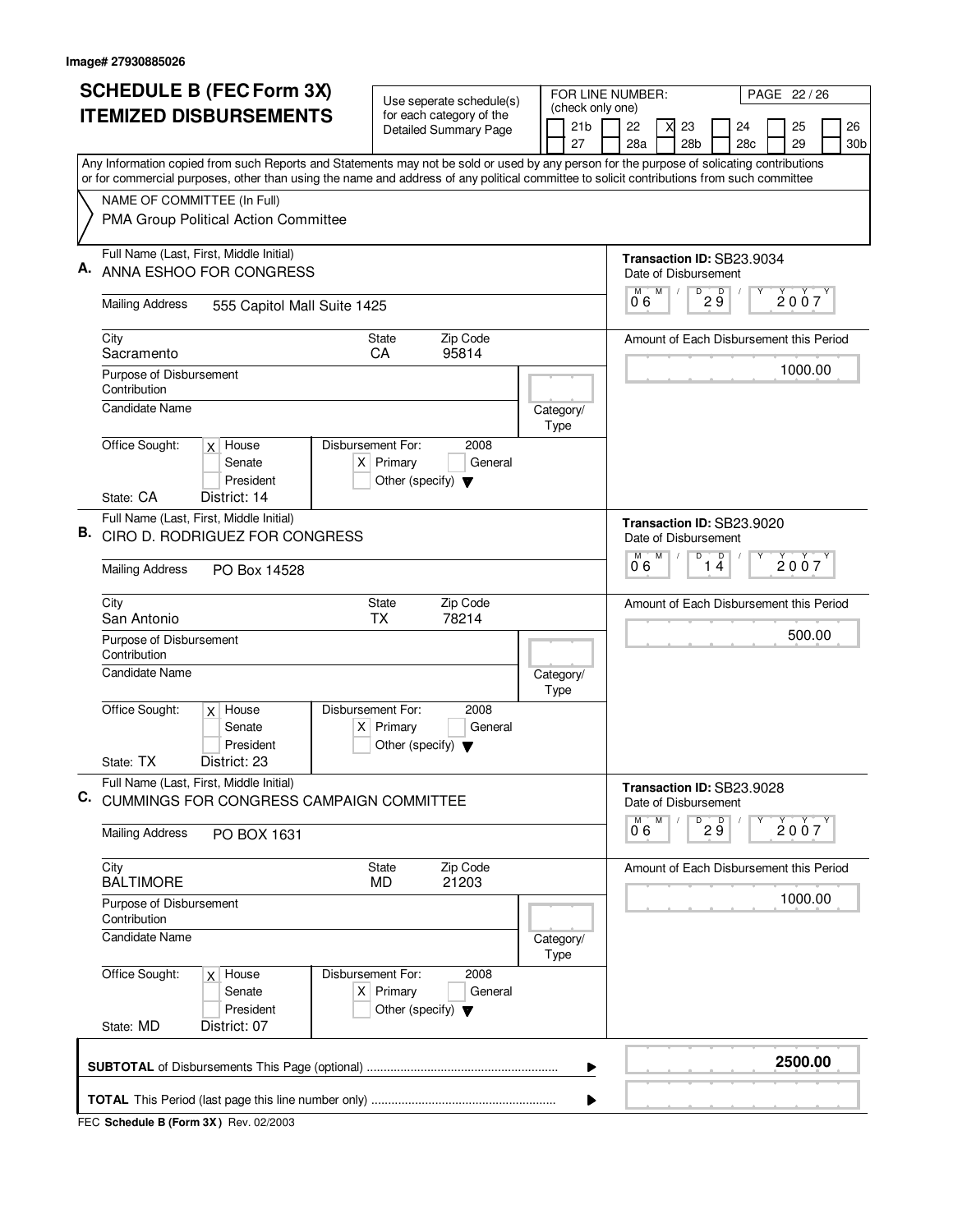Image# 27930885026

# SCHEDULE B (FEC Form 3X) ITEMIZED DISBURSEMENTS

Use seperate schedule(s) for each category of the Detailed Summary Page

FOR LINE NUMBER: (check only one)

| | 21b | | 22 | X | 23 | | 24 | | 25 | | 26 |
|---|---|---|---|---|---|---|---|---|---|---|---|
| | 27 | | 28a | | 28b | | 28c | | 29 | | 30b |

PAGE 22 / 26

Any Information copied from such Reports and Statements may not be sold or used by any person for the purpose of solicating contributions or for commercial purposes, other than using the name and address of any political committee to solicit contributions from such committee

NAME OF COMMITTEE (In Full)
PMA Group Political Action Committee

---

**A.** Full Name (Last, First, Middle Initial): ANNA ESHOO FOR CONGRESS

Transaction ID: SB23.9034

Mailing Address: 555 Capitol Mall Suite 1425

Date of Disbursement: 06 / 29 / 2007

City: Sacramento | State: CA | Zip Code: 95814

Amount of Each Disbursement this Period: 1000.00

Purpose of Disbursement: Contribution

Candidate Name:

Category/Type:

Office Sought: [X] House [ ] Senate [ ] President

State: CA District: 14

Disbursement For: 2008 [X] Primary [ ] General [ ] Other (specify)

---

**B.** Full Name (Last, First, Middle Initial): CIRO D. RODRIGUEZ FOR CONGRESS

Transaction ID: SB23.9020

Mailing Address: PO Box 14528

Date of Disbursement: 06 / 14 / 2007

City: San Antonio | State: TX | Zip Code: 78214

Amount of Each Disbursement this Period: 500.00

Purpose of Disbursement: Contribution

Candidate Name:

Category/Type:

Office Sought: [X] House [ ] Senate [ ] President

State: TX District: 23

Disbursement For: 2008 [X] Primary [ ] General [ ] Other (specify)

---

**C.** Full Name (Last, First, Middle Initial): CUMMINGS FOR CONGRESS CAMPAIGN COMMITTEE

Transaction ID: SB23.9028

Mailing Address: PO BOX 1631

Date of Disbursement: 06 / 29 / 2007

City: BALTIMORE | State: MD | Zip Code: 21203

Amount of Each Disbursement this Period: 1000.00

Purpose of Disbursement: Contribution

Candidate Name:

Category/Type:

Office Sought: [X] House [ ] Senate [ ] President

State: MD District: 07

Disbursement For: 2008 [X] Primary [ ] General [ ] Other (specify)

---

**SUBTOTAL** of Disbursements This Page (optional): **2500.00**

**TOTAL** This Period (last page this line number only):

FEC **Schedule B (Form 3X)** Rev. 02/2003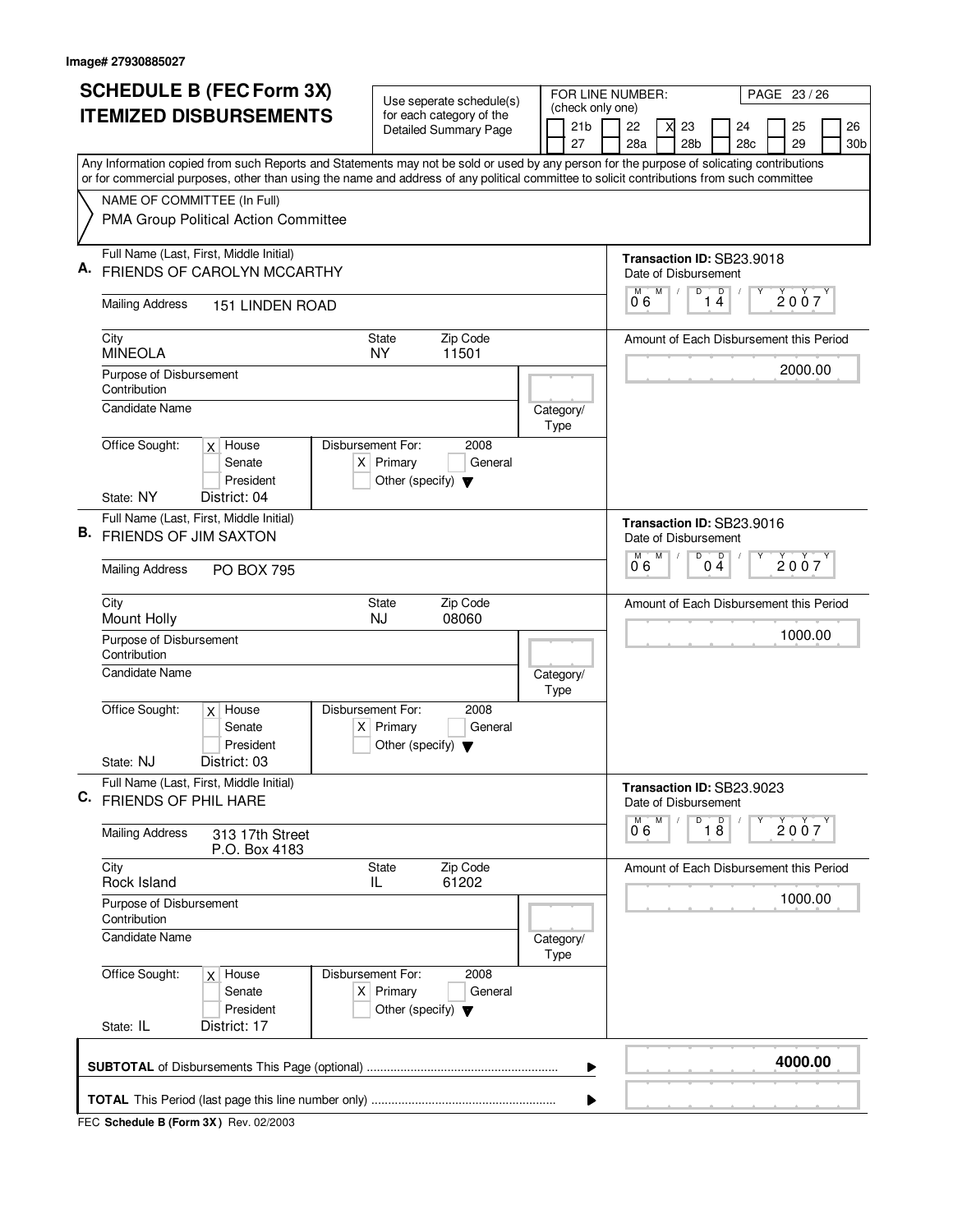Image# 27930885027

# SCHEDULE B (FEC Form 3X) ITEMIZED DISBURSEMENTS

Use seperate schedule(s) for each category of the Detailed Summary Page

FOR LINE NUMBER: (check only one)

21b | 22 | [X] 23 | 24 | 25 | 26 | 27 | 28a | 28b | 28c | 29 | 30b

PAGE 23 / 26

Any Information copied from such Reports and Statements may not be sold or used by any person for the purpose of solicating contributions or for commercial purposes, other than using the name and address of any political committee to solicit contributions from such committee

NAME OF COMMITTEE (In Full)
PMA Group Political Action Committee

## A.

| Field | Value |
|---|---|
| Full Name (Last, First, Middle Initial) | FRIENDS OF CAROLYN MCCARTHY |
| Mailing Address | 151 LINDEN ROAD |
| City | MINEOLA |
| State | NY |
| Zip Code | 11501 |
| Purpose of Disbursement | Contribution |
| Candidate Name | |
| Category/Type | |
| Office Sought | [X] House [ ] Senate [ ] President |
| State | NY |
| District | 04 |
| Disbursement For: 2008 | [X] Primary [ ] General [ ] Other (specify) |
| Transaction ID | SB23.9018 |
| Date of Disbursement | 06 / 14 / 2007 |
| Amount of Each Disbursement this Period | 2000.00 |

## B.

| Field | Value |
|---|---|
| Full Name (Last, First, Middle Initial) | FRIENDS OF JIM SAXTON |
| Mailing Address | PO BOX 795 |
| City | Mount Holly |
| State | NJ |
| Zip Code | 08060 |
| Purpose of Disbursement | Contribution |
| Candidate Name | |
| Category/Type | |
| Office Sought | [X] House [ ] Senate [ ] President |
| State | NJ |
| District | 03 |
| Disbursement For: 2008 | [X] Primary [ ] General [ ] Other (specify) |
| Transaction ID | SB23.9016 |
| Date of Disbursement | 06 / 04 / 2007 |
| Amount of Each Disbursement this Period | 1000.00 |

## C.

| Field | Value |
|---|---|
| Full Name (Last, First, Middle Initial) | FRIENDS OF PHIL HARE |
| Mailing Address | 313 17th Street P.O. Box 4183 |
| City | Rock Island |
| State | IL |
| Zip Code | 61202 |
| Purpose of Disbursement | Contribution |
| Candidate Name | |
| Category/Type | |
| Office Sought | [X] House [ ] Senate [ ] President |
| State | IL |
| District | 17 |
| Disbursement For: 2008 | [X] Primary [ ] General [ ] Other (specify) |
| Transaction ID | SB23.9023 |
| Date of Disbursement | 06 / 18 / 2007 |
| Amount of Each Disbursement this Period | 1000.00 |

**SUBTOTAL** of Disbursements This Page (optional) ..................... **4000.00**

**TOTAL** This Period (last page this line number only) .....................

FEC **Schedule B (Form 3X)** Rev. 02/2003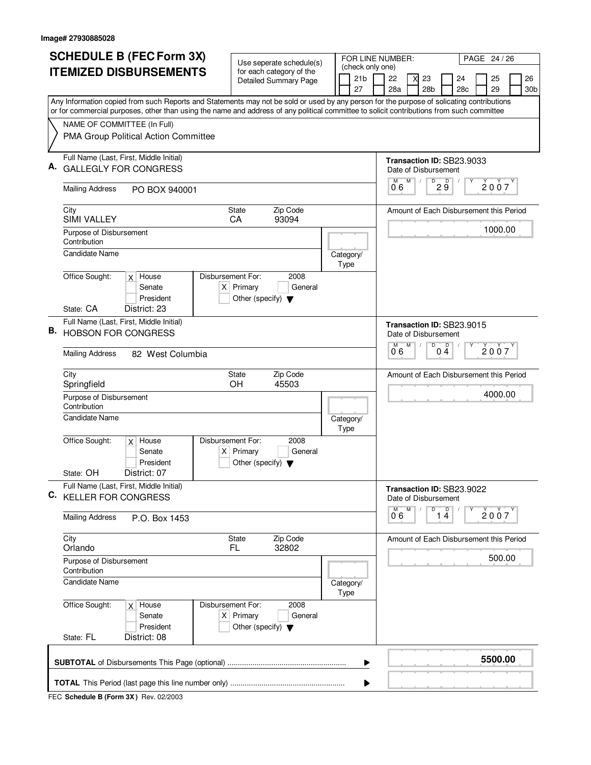Image# 27930885028

# SCHEDULE B (FEC Form 3X)
## ITEMIZED DISBURSEMENTS

Use seperate schedule(s) for each category of the Detailed Summary Page

FOR LINE NUMBER: (check only one)

| | | | | | |
|---|---|---|---|---|---|
| [ ] 21b | [ ] 22 | [X] 23 | [ ] 24 | [ ] 25 | [ ] 26 |
| [ ] 27 | [ ] 28a | [ ] 28b | [ ] 28c | [ ] 29 | [ ] 30b |

PAGE 24 / 26

Any Information copied from such Reports and Statements may not be sold or used by any person for the purpose of solicating contributions or for commercial purposes, other than using the name and address of any political committee to solicit contributions from such committee

NAME OF COMMITTEE (In Full)
PMA Group Political Action Committee

---

**A.** Full Name (Last, First, Middle Initial): GALLEGLY FOR CONGRESS

Mailing Address: PO BOX 940001

City: SIMI VALLEY | State: CA | Zip Code: 93094

Purpose of Disbursement: Contribution

Candidate Name:

Category/Type:

Office Sought: [X] House [ ] Senate [ ] President
State: CA District: 23

Disbursement For: 2008 [X] Primary [ ] General [ ] Other (specify)

Transaction ID: SB23.9033
Date of Disbursement: 06 / 29 / 2007
Amount of Each Disbursement this Period: 1000.00

---

**B.** Full Name (Last, First, Middle Initial): HOBSON FOR CONGRESS

Mailing Address: 82 West Columbia

City: Springfield | State: OH | Zip Code: 45503

Purpose of Disbursement: Contribution

Candidate Name:

Category/Type:

Office Sought: [X] House [ ] Senate [ ] President
State: OH District: 07

Disbursement For: 2008 [X] Primary [ ] General [ ] Other (specify)

Transaction ID: SB23.9015
Date of Disbursement: 06 / 04 / 2007
Amount of Each Disbursement this Period: 4000.00

---

**C.** Full Name (Last, First, Middle Initial): KELLER FOR CONGRESS

Mailing Address: P.O. Box 1453

City: Orlando | State: FL | Zip Code: 32802

Purpose of Disbursement: Contribution

Candidate Name:

Category/Type:

Office Sought: [X] House [ ] Senate [ ] President
State: FL District: 08

Disbursement For: 2008 [X] Primary [ ] General [ ] Other (specify)

Transaction ID: SB23.9022
Date of Disbursement: 06 / 14 / 2007
Amount of Each Disbursement this Period: 500.00

---

**SUBTOTAL** of Disbursements This Page (optional) ........ **5500.00**

**TOTAL** This Period (last page this line number only) ........

FEC **Schedule B (Form 3X)** Rev. 02/2003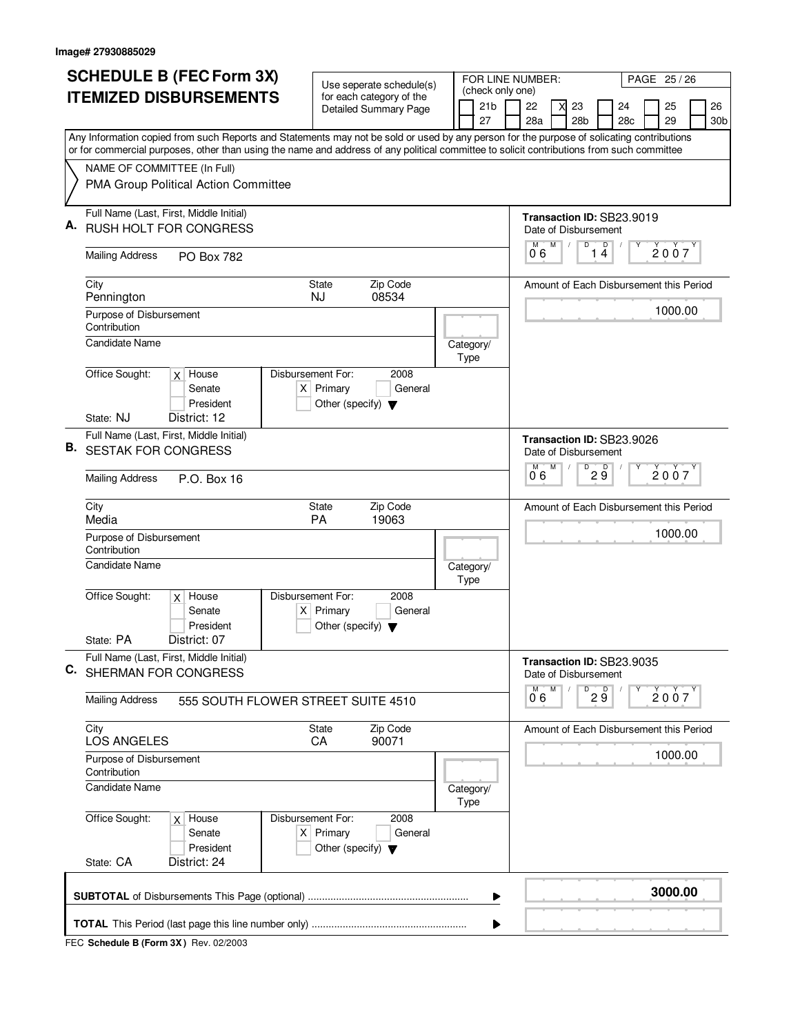Image# 27930885029

# SCHEDULE B (FEC Form 3X) ITEMIZED DISBURSEMENTS

Use seperate schedule(s) for each category of the Detailed Summary Page

FOR LINE NUMBER: (check only one)

| | | | | | |
|---|---|---|---|---|---|
| 21b | 22 | X 23 | 24 | 25 | 26 |
| 27 | 28a | 28b | 28c | 29 | 30b |

PAGE 25 / 26

Any Information copied from such Reports and Statements may not be sold or used by any person for the purpose of solicating contributions or for commercial purposes, other than using the name and address of any political committee to solicit contributions from such committee

NAME OF COMMITTEE (In Full)
PMA Group Political Action Committee

**A.** Full Name (Last, First, Middle Initial): RUSH HOLT FOR CONGRESS
Mailing Address: PO Box 782
City: Pennington | State: NJ | Zip Code: 08534
Purpose of Disbursement: Contribution
Candidate Name:
Category/Type:
Office Sought: X House / Senate / President
State: NJ District: 12
Disbursement For: 2008 X Primary / General / Other (specify)
Transaction ID: SB23.9019
Date of Disbursement: 06 / 14 / 2007
Amount of Each Disbursement this Period: 1000.00

**B.** Full Name (Last, First, Middle Initial): SESTAK FOR CONGRESS
Mailing Address: P.O. Box 16
City: Media | State: PA | Zip Code: 19063
Purpose of Disbursement: Contribution
Candidate Name:
Category/Type:
Office Sought: X House / Senate / President
State: PA District: 07
Disbursement For: 2008 X Primary / General / Other (specify)
Transaction ID: SB23.9026
Date of Disbursement: 06 / 29 / 2007
Amount of Each Disbursement this Period: 1000.00

**C.** Full Name (Last, First, Middle Initial): SHERMAN FOR CONGRESS
Mailing Address: 555 SOUTH FLOWER STREET SUITE 4510
City: LOS ANGELES | State: CA | Zip Code: 90071
Purpose of Disbursement: Contribution
Candidate Name:
Category/Type:
Office Sought: X House / Senate / President
State: CA District: 24
Disbursement For: 2008 X Primary / General / Other (specify)
Transaction ID: SB23.9035
Date of Disbursement: 06 / 29 / 2007
Amount of Each Disbursement this Period: 1000.00

**SUBTOTAL** of Disbursements This Page (optional) ........ **3000.00**

**TOTAL** This Period (last page this line number only) ........

FEC **Schedule B (Form 3X)** Rev. 02/2003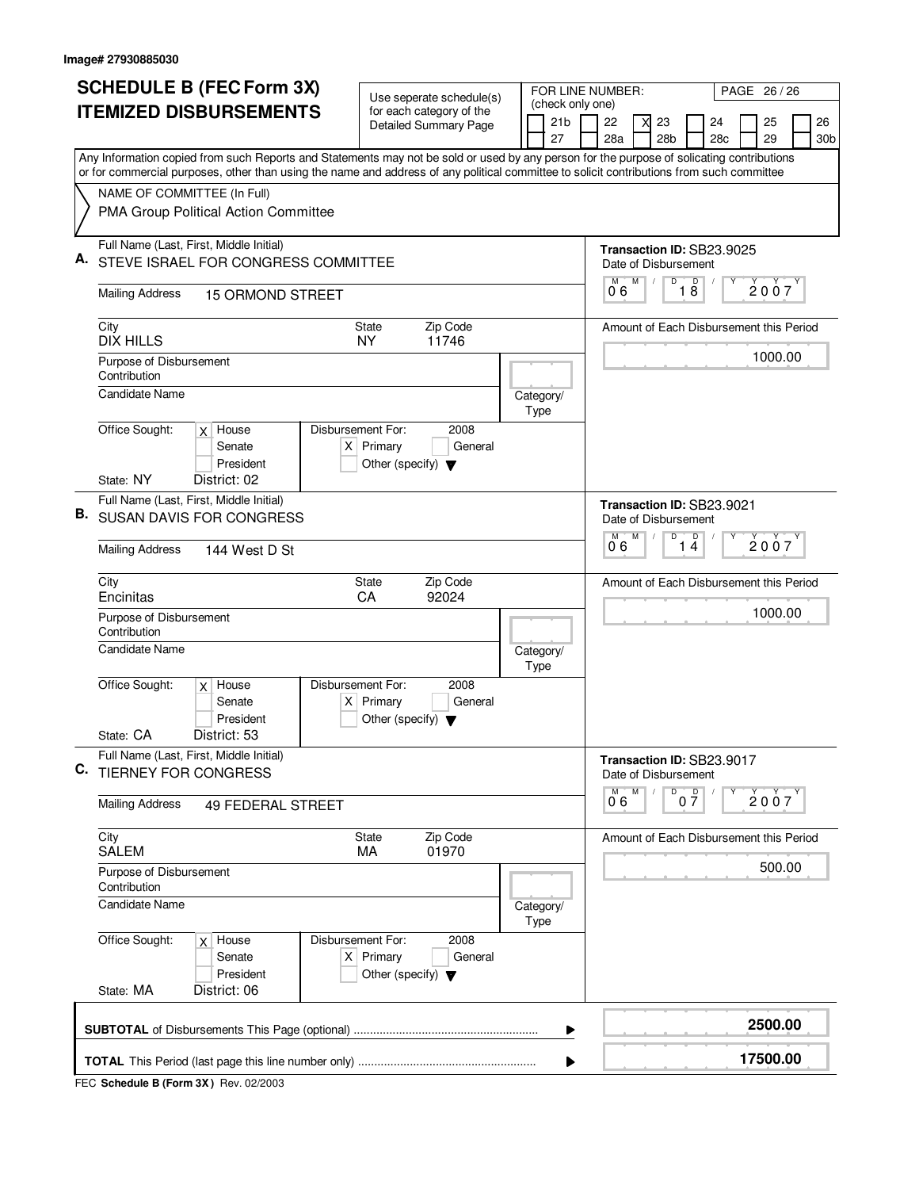Image# 27930885030

# SCHEDULE B (FEC Form 3X) ITEMIZED DISBURSEMENTS

Use seperate schedule(s) for each category of the Detailed Summary Page

FOR LINE NUMBER: (check only one)

21b | 22 | X 23 | 24 | 25 | 26 | 27 | 28a | 28b | 28c | 29 | 30b

Any Information copied from such Reports and Statements may not be sold or used by any person for the purpose of solicating contributions or for commercial purposes, other than using the name and address of any political committee to solicit contributions from such committee

NAME OF COMMITTEE (In Full)
PMA Group Political Action Committee

---

**A.** Full Name (Last, First, Middle Initial): STEVE ISRAEL FOR CONGRESS COMMITTEE

Mailing Address: 15 ORMOND STREET

City: DIX HILLS | State: NY | Zip Code: 11746

Purpose of Disbursement: Contribution

Candidate Name:

Category/Type:

Office Sought: X House | Senate | President

State: NY | District: 02

Disbursement For: 2008 | X Primary | General | Other (specify)

Transaction ID: SB23.9025

Date of Disbursement: 06 / 18 / 2007

Amount of Each Disbursement this Period: 1000.00

---

**B.** Full Name (Last, First, Middle Initial): SUSAN DAVIS FOR CONGRESS

Mailing Address: 144 West D St

City: Encinitas | State: CA | Zip Code: 92024

Purpose of Disbursement: Contribution

Candidate Name:

Category/Type:

Office Sought: X House | Senate | President

State: CA | District: 53

Disbursement For: 2008 | X Primary | General | Other (specify)

Transaction ID: SB23.9021

Date of Disbursement: 06 / 14 / 2007

Amount of Each Disbursement this Period: 1000.00

---

**C.** Full Name (Last, First, Middle Initial): TIERNEY FOR CONGRESS

Mailing Address: 49 FEDERAL STREET

City: SALEM | State: MA | Zip Code: 01970

Purpose of Disbursement: Contribution

Candidate Name:

Category/Type:

Office Sought: X House | Senate | President

State: MA | District: 06

Disbursement For: 2008 | X Primary | General | Other (specify)

Transaction ID: SB23.9017

Date of Disbursement: 06 / 07 / 2007

Amount of Each Disbursement this Period: 500.00

---

**SUBTOTAL** of Disbursements This Page (optional) ▶ **2500.00**

**TOTAL** This Period (last page this line number only) ▶ **17500.00**

FEC **Schedule B (Form 3X)** Rev. 02/2003